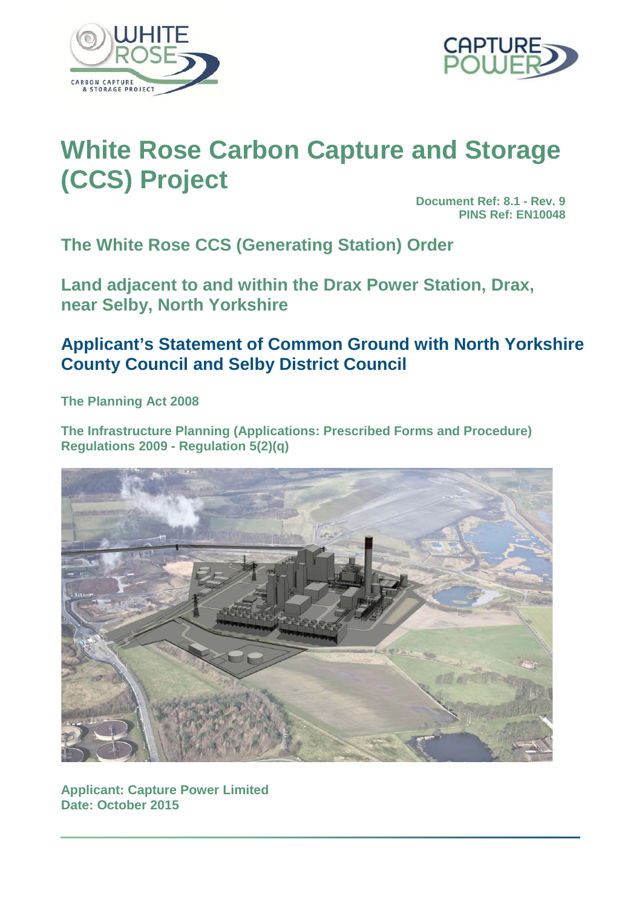# White Rose Carbon Capture and Storage (CCS) Project

**Document Ref: 8.1 - Rev. 9**
**PINS Ref: EN10048**

## The White Rose CCS (Generating Station) Order

## Land adjacent to and within the Drax Power Station, Drax, near Selby, North Yorkshire

## Applicant's Statement of Common Ground with North Yorkshire County Council and Selby District Council

**The Planning Act 2008**

**The Infrastructure Planning (Applications: Prescribed Forms and Procedure) Regulations 2009 - Regulation 5(2)(q)**

**Applicant: Capture Power Limited**
**Date: October 2015**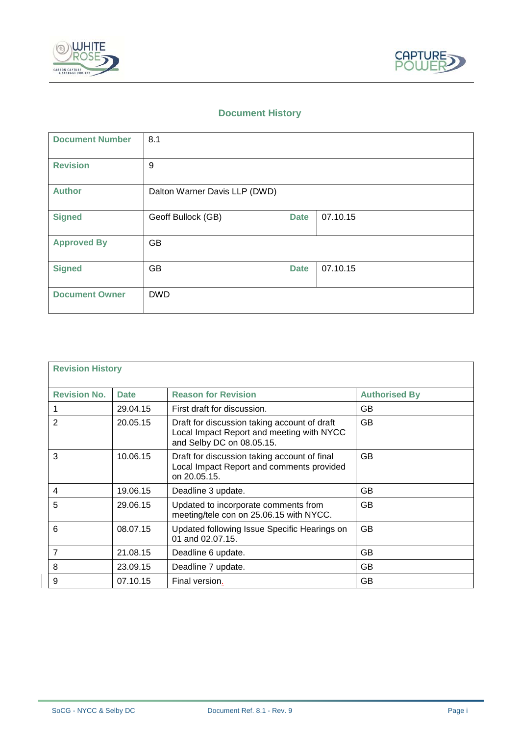## Document History

| Document Number | 8.1 | | |
|---|---|---|---|
| Revision | 9 | | |
| Author | Dalton Warner Davis LLP (DWD) | | |
| Signed | Geoff Bullock (GB) | Date | 07.10.15 |
| Approved By | GB | | |
| Signed | GB | Date | 07.10.15 |
| Document Owner | DWD | | |

**Revision History**

| Revision No. | Date | Reason for Revision | Authorised By |
|---|---|---|---|
| 1 | 29.04.15 | First draft for discussion. | GB |
| 2 | 20.05.15 | Draft for discussion taking account of draft Local Impact Report and meeting with NYCC and Selby DC on 08.05.15. | GB |
| 3 | 10.06.15 | Draft for discussion taking account of final Local Impact Report and comments provided on 20.05.15. | GB |
| 4 | 19.06.15 | Deadline 3 update. | GB |
| 5 | 29.06.15 | Updated to incorporate comments from meeting/tele con on 25.06.15 with NYCC. | GB |
| 6 | 08.07.15 | Updated following Issue Specific Hearings on 01 and 02.07.15. | GB |
| 7 | 21.08.15 | Deadline 6 update. | GB |
| 8 | 23.09.15 | Deadline 7 update. | GB |
| 9 | 07.10.15 | Final version. | GB |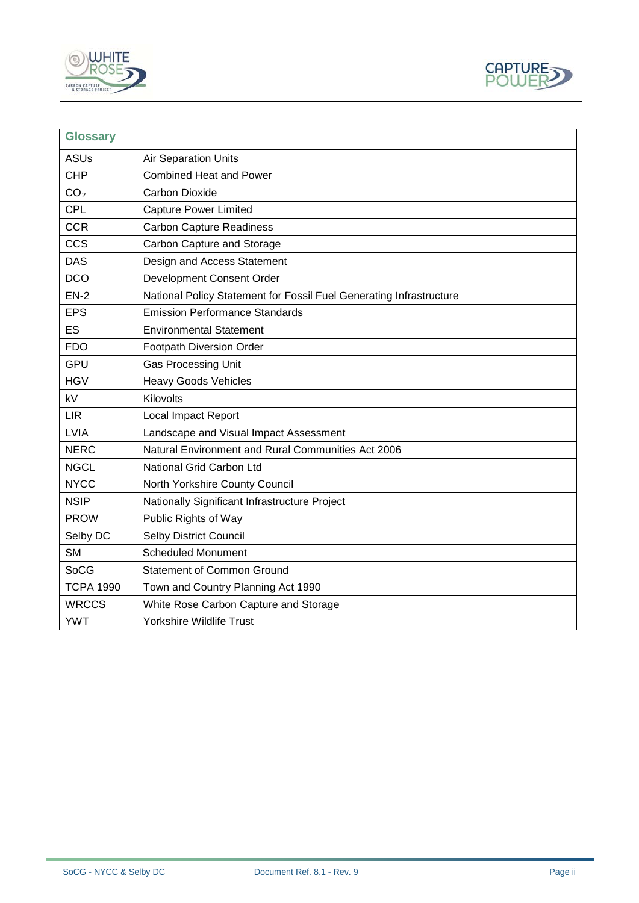| Glossary | |
|---|---|
| ASUs | Air Separation Units |
| CHP | Combined Heat and Power |
| $CO_2$ | Carbon Dioxide |
| CPL | Capture Power Limited |
| CCR | Carbon Capture Readiness |
| CCS | Carbon Capture and Storage |
| DAS | Design and Access Statement |
| DCO | Development Consent Order |
| EN-2 | National Policy Statement for Fossil Fuel Generating Infrastructure |
| EPS | Emission Performance Standards |
| ES | Environmental Statement |
| FDO | Footpath Diversion Order |
| GPU | Gas Processing Unit |
| HGV | Heavy Goods Vehicles |
| kV | Kilovolts |
| LIR | Local Impact Report |
| LVIA | Landscape and Visual Impact Assessment |
| NERC | Natural Environment and Rural Communities Act 2006 |
| NGCL | National Grid Carbon Ltd |
| NYCC | North Yorkshire County Council |
| NSIP | Nationally Significant Infrastructure Project |
| PROW | Public Rights of Way |
| Selby DC | Selby District Council |
| SM | Scheduled Monument |
| SoCG | Statement of Common Ground |
| TCPA 1990 | Town and Country Planning Act 1990 |
| WRCCS | White Rose Carbon Capture and Storage |
| YWT | Yorkshire Wildlife Trust |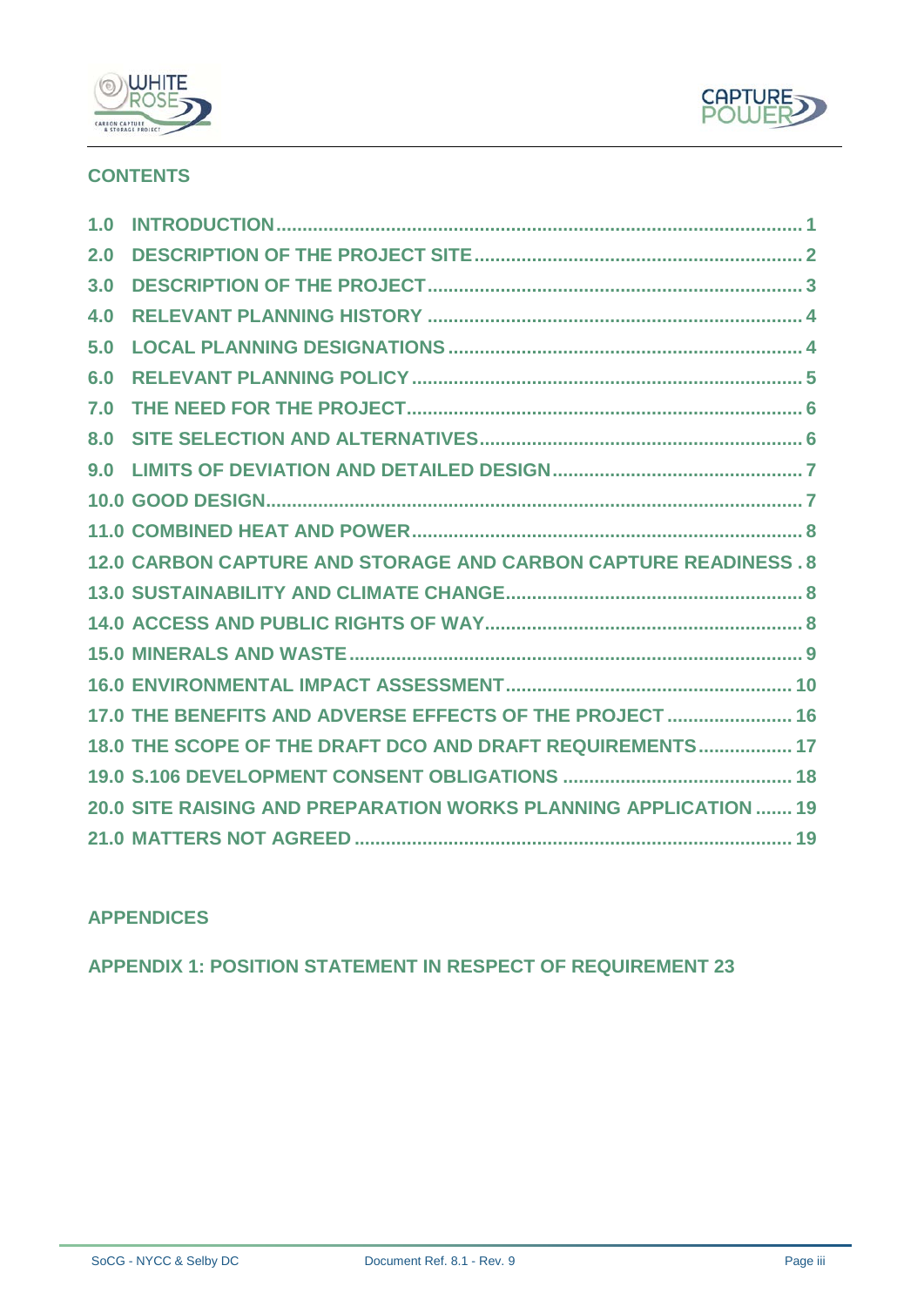## CONTENTS

1.0 INTRODUCTION ..... 1
2.0 DESCRIPTION OF THE PROJECT SITE ..... 2
3.0 DESCRIPTION OF THE PROJECT ..... 3
4.0 RELEVANT PLANNING HISTORY ..... 4
5.0 LOCAL PLANNING DESIGNATIONS ..... 4
6.0 RELEVANT PLANNING POLICY ..... 5
7.0 THE NEED FOR THE PROJECT ..... 6
8.0 SITE SELECTION AND ALTERNATIVES ..... 6
9.0 LIMITS OF DEVIATION AND DETAILED DESIGN ..... 7
10.0 GOOD DESIGN ..... 7
11.0 COMBINED HEAT AND POWER ..... 8
12.0 CARBON CAPTURE AND STORAGE AND CARBON CAPTURE READINESS . 8
13.0 SUSTAINABILITY AND CLIMATE CHANGE ..... 8
14.0 ACCESS AND PUBLIC RIGHTS OF WAY ..... 8
15.0 MINERALS AND WASTE ..... 9
16.0 ENVIRONMENTAL IMPACT ASSESSMENT ..... 10
17.0 THE BENEFITS AND ADVERSE EFFECTS OF THE PROJECT ..... 16
18.0 THE SCOPE OF THE DRAFT DCO AND DRAFT REQUIREMENTS ..... 17
19.0 S.106 DEVELOPMENT CONSENT OBLIGATIONS ..... 18
20.0 SITE RAISING AND PREPARATION WORKS PLANNING APPLICATION ..... 19
21.0 MATTERS NOT AGREED ..... 19

## APPENDICES

APPENDIX 1: POSITION STATEMENT IN RESPECT OF REQUIREMENT 23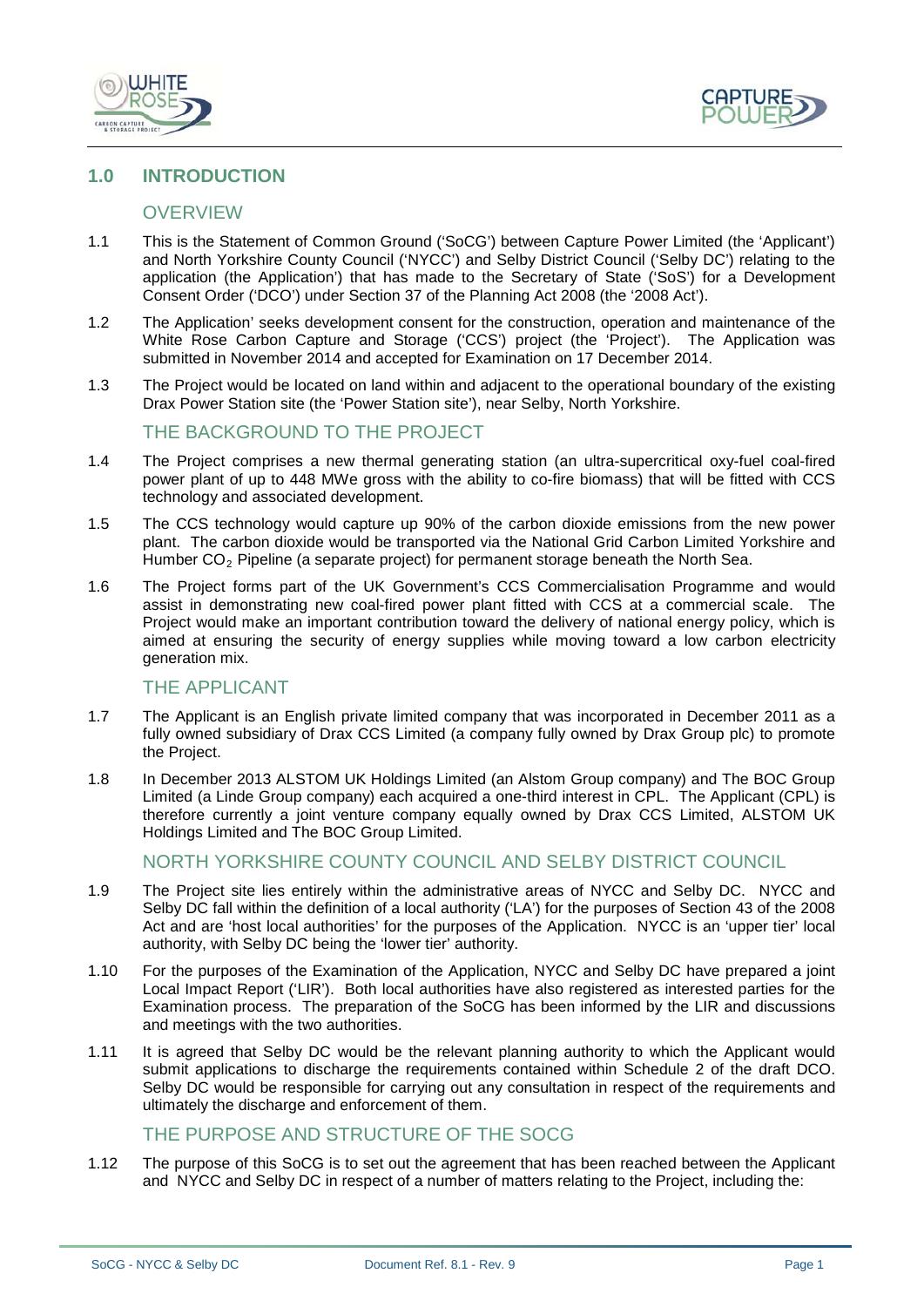## 1.0 INTRODUCTION

### OVERVIEW

1.1 This is the Statement of Common Ground ('SoCG') between Capture Power Limited (the 'Applicant') and North Yorkshire County Council ('NYCC') and Selby District Council ('Selby DC') relating to the application (the Application') that has made to the Secretary of State ('SoS') for a Development Consent Order ('DCO') under Section 37 of the Planning Act 2008 (the '2008 Act').

1.2 The Application' seeks development consent for the construction, operation and maintenance of the White Rose Carbon Capture and Storage ('CCS') project (the 'Project'). The Application was submitted in November 2014 and accepted for Examination on 17 December 2014.

1.3 The Project would be located on land within and adjacent to the operational boundary of the existing Drax Power Station site (the 'Power Station site'), near Selby, North Yorkshire.

### THE BACKGROUND TO THE PROJECT

1.4 The Project comprises a new thermal generating station (an ultra-supercritical oxy-fuel coal-fired power plant of up to 448 MWe gross with the ability to co-fire biomass) that will be fitted with CCS technology and associated development.

1.5 The CCS technology would capture up 90% of the carbon dioxide emissions from the new power plant. The carbon dioxide would be transported via the National Grid Carbon Limited Yorkshire and Humber $CO_2$ Pipeline (a separate project) for permanent storage beneath the North Sea.

1.6 The Project forms part of the UK Government's CCS Commercialisation Programme and would assist in demonstrating new coal-fired power plant fitted with CCS at a commercial scale. The Project would make an important contribution toward the delivery of national energy policy, which is aimed at ensuring the security of energy supplies while moving toward a low carbon electricity generation mix.

### THE APPLICANT

1.7 The Applicant is an English private limited company that was incorporated in December 2011 as a fully owned subsidiary of Drax CCS Limited (a company fully owned by Drax Group plc) to promote the Project.

1.8 In December 2013 ALSTOM UK Holdings Limited (an Alstom Group company) and The BOC Group Limited (a Linde Group company) each acquired a one-third interest in CPL. The Applicant (CPL) is therefore currently a joint venture company equally owned by Drax CCS Limited, ALSTOM UK Holdings Limited and The BOC Group Limited.

### NORTH YORKSHIRE COUNTY COUNCIL AND SELBY DISTRICT COUNCIL

1.9 The Project site lies entirely within the administrative areas of NYCC and Selby DC. NYCC and Selby DC fall within the definition of a local authority ('LA') for the purposes of Section 43 of the 2008 Act and are 'host local authorities' for the purposes of the Application. NYCC is an 'upper tier' local authority, with Selby DC being the 'lower tier' authority.

1.10 For the purposes of the Examination of the Application, NYCC and Selby DC have prepared a joint Local Impact Report ('LIR'). Both local authorities have also registered as interested parties for the Examination process. The preparation of the SoCG has been informed by the LIR and discussions and meetings with the two authorities.

1.11 It is agreed that Selby DC would be the relevant planning authority to which the Applicant would submit applications to discharge the requirements contained within Schedule 2 of the draft DCO. Selby DC would be responsible for carrying out any consultation in respect of the requirements and ultimately the discharge and enforcement of them.

### THE PURPOSE AND STRUCTURE OF THE SOCG

1.12 The purpose of this SoCG is to set out the agreement that has been reached between the Applicant and NYCC and Selby DC in respect of a number of matters relating to the Project, including the: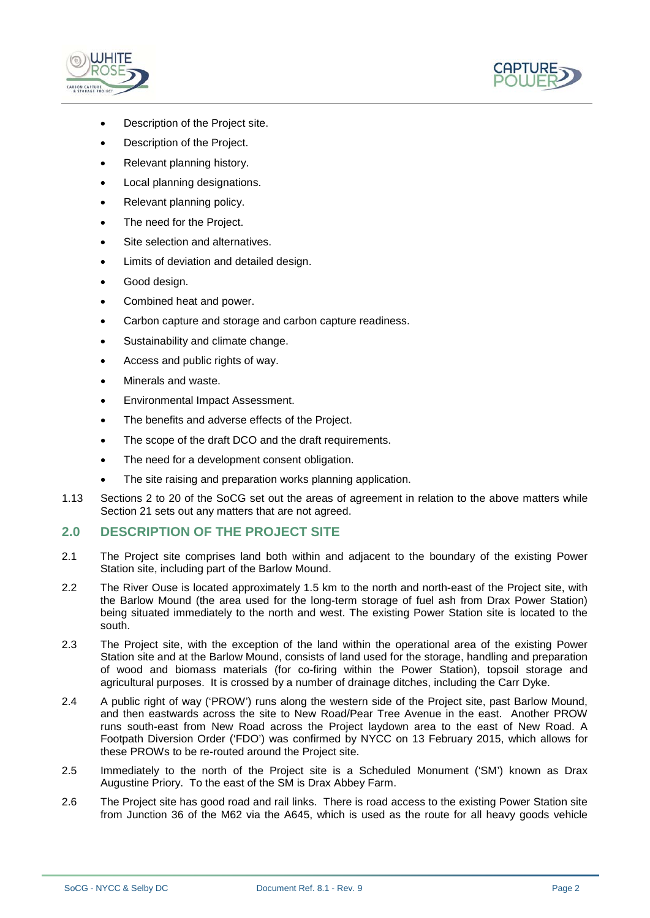- Description of the Project site.
- Description of the Project.
- Relevant planning history.
- Local planning designations.
- Relevant planning policy.
- The need for the Project.
- Site selection and alternatives.
- Limits of deviation and detailed design.
- Good design.
- Combined heat and power.
- Carbon capture and storage and carbon capture readiness.
- Sustainability and climate change.
- Access and public rights of way.
- Minerals and waste.
- Environmental Impact Assessment.
- The benefits and adverse effects of the Project.
- The scope of the draft DCO and the draft requirements.
- The need for a development consent obligation.
- The site raising and preparation works planning application.

1.13 Sections 2 to 20 of the SoCG set out the areas of agreement in relation to the above matters while Section 21 sets out any matters that are not agreed.

## 2.0 DESCRIPTION OF THE PROJECT SITE

2.1 The Project site comprises land both within and adjacent to the boundary of the existing Power Station site, including part of the Barlow Mound.

2.2 The River Ouse is located approximately 1.5 km to the north and north-east of the Project site, with the Barlow Mound (the area used for the long-term storage of fuel ash from Drax Power Station) being situated immediately to the north and west. The existing Power Station site is located to the south.

2.3 The Project site, with the exception of the land within the operational area of the existing Power Station site and at the Barlow Mound, consists of land used for the storage, handling and preparation of wood and biomass materials (for co-firing within the Power Station), topsoil storage and agricultural purposes. It is crossed by a number of drainage ditches, including the Carr Dyke.

2.4 A public right of way ('PROW') runs along the western side of the Project site, past Barlow Mound, and then eastwards across the site to New Road/Pear Tree Avenue in the east. Another PROW runs south-east from New Road across the Project laydown area to the east of New Road. A Footpath Diversion Order ('FDO') was confirmed by NYCC on 13 February 2015, which allows for these PROWs to be re-routed around the Project site.

2.5 Immediately to the north of the Project site is a Scheduled Monument ('SM') known as Drax Augustine Priory. To the east of the SM is Drax Abbey Farm.

2.6 The Project site has good road and rail links. There is road access to the existing Power Station site from Junction 36 of the M62 via the A645, which is used as the route for all heavy goods vehicle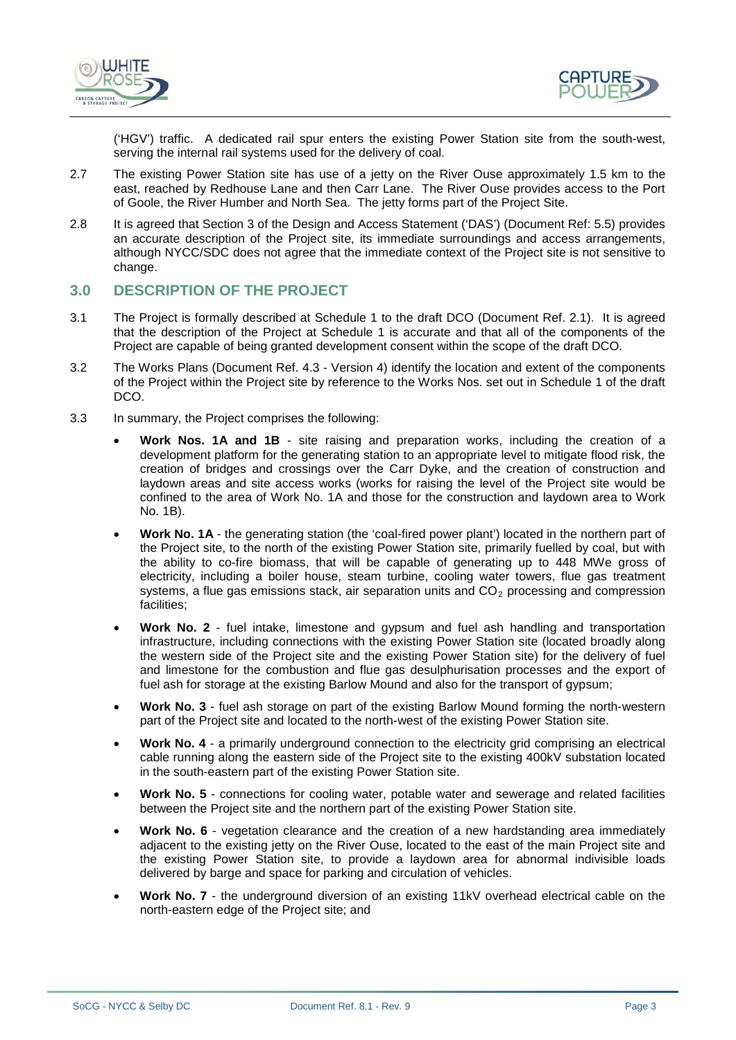('HGV') traffic. A dedicated rail spur enters the existing Power Station site from the south-west, serving the internal rail systems used for the delivery of coal.

2.7 The existing Power Station site has use of a jetty on the River Ouse approximately 1.5 km to the east, reached by Redhouse Lane and then Carr Lane. The River Ouse provides access to the Port of Goole, the River Humber and North Sea. The jetty forms part of the Project Site.

2.8 It is agreed that Section 3 of the Design and Access Statement ('DAS') (Document Ref: 5.5) provides an accurate description of the Project site, its immediate surroundings and access arrangements, although NYCC/SDC does not agree that the immediate context of the Project site is not sensitive to change.

## 3.0 DESCRIPTION OF THE PROJECT

3.1 The Project is formally described at Schedule 1 to the draft DCO (Document Ref. 2.1). It is agreed that the description of the Project at Schedule 1 is accurate and that all of the components of the Project are capable of being granted development consent within the scope of the draft DCO.

3.2 The Works Plans (Document Ref. 4.3 - Version 4) identify the location and extent of the components of the Project within the Project site by reference to the Works Nos. set out in Schedule 1 of the draft DCO.

3.3 In summary, the Project comprises the following:

- **Work Nos. 1A and 1B** - site raising and preparation works, including the creation of a development platform for the generating station to an appropriate level to mitigate flood risk, the creation of bridges and crossings over the Carr Dyke, and the creation of construction and laydown areas and site access works (works for raising the level of the Project site would be confined to the area of Work No. 1A and those for the construction and laydown area to Work No. 1B).
- **Work No. 1A** - the generating station (the 'coal-fired power plant') located in the northern part of the Project site, to the north of the existing Power Station site, primarily fuelled by coal, but with the ability to co-fire biomass, that will be capable of generating up to 448 MWe gross of electricity, including a boiler house, steam turbine, cooling water towers, flue gas treatment systems, a flue gas emissions stack, air separation units and $CO_2$ processing and compression facilities;
- **Work No. 2** - fuel intake, limestone and gypsum and fuel ash handling and transportation infrastructure, including connections with the existing Power Station site (located broadly along the western side of the Project site and the existing Power Station site) for the delivery of fuel and limestone for the combustion and flue gas desulphurisation processes and the export of fuel ash for storage at the existing Barlow Mound and also for the transport of gypsum;
- **Work No. 3** - fuel ash storage on part of the existing Barlow Mound forming the north-western part of the Project site and located to the north-west of the existing Power Station site.
- **Work No. 4** - a primarily underground connection to the electricity grid comprising an electrical cable running along the eastern side of the Project site to the existing 400kV substation located in the south-eastern part of the existing Power Station site.
- **Work No. 5** - connections for cooling water, potable water and sewerage and related facilities between the Project site and the northern part of the existing Power Station site.
- **Work No. 6** - vegetation clearance and the creation of a new hardstanding area immediately adjacent to the existing jetty on the River Ouse, located to the east of the main Project site and the existing Power Station site, to provide a laydown area for abnormal indivisible loads delivered by barge and space for parking and circulation of vehicles.
- **Work No. 7** - the underground diversion of an existing 11kV overhead electrical cable on the north-eastern edge of the Project site; and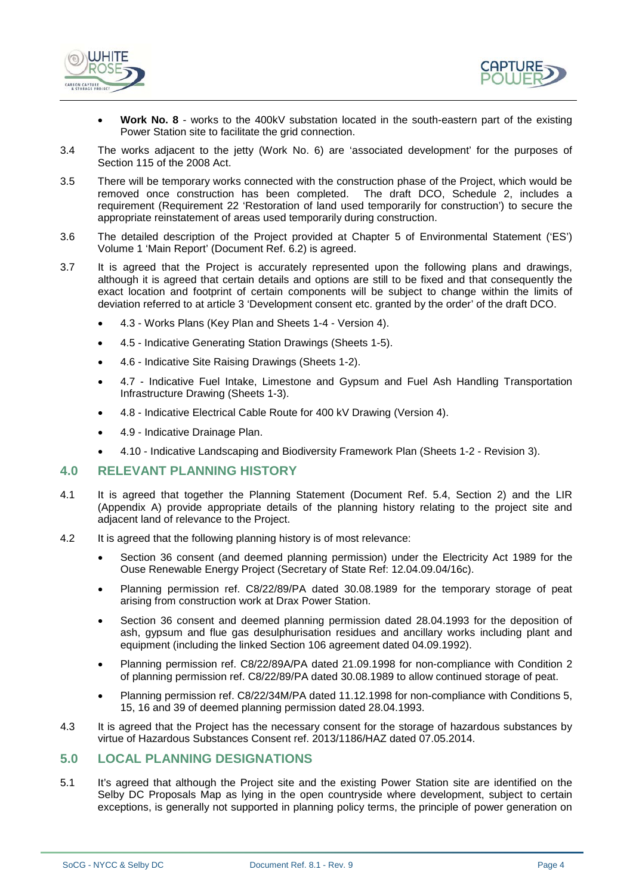- **Work No. 8** - works to the 400kV substation located in the south-eastern part of the existing Power Station site to facilitate the grid connection.

3.4 The works adjacent to the jetty (Work No. 6) are 'associated development' for the purposes of Section 115 of the 2008 Act.

3.5 There will be temporary works connected with the construction phase of the Project, which would be removed once construction has been completed. The draft DCO, Schedule 2, includes a requirement (Requirement 22 'Restoration of land used temporarily for construction') to secure the appropriate reinstatement of areas used temporarily during construction.

3.6 The detailed description of the Project provided at Chapter 5 of Environmental Statement ('ES') Volume 1 'Main Report' (Document Ref. 6.2) is agreed.

3.7 It is agreed that the Project is accurately represented upon the following plans and drawings, although it is agreed that certain details and options are still to be fixed and that consequently the exact location and footprint of certain components will be subject to change within the limits of deviation referred to at article 3 'Development consent etc. granted by the order' of the draft DCO.

- 4.3 - Works Plans (Key Plan and Sheets 1-4 - Version 4).
- 4.5 - Indicative Generating Station Drawings (Sheets 1-5).
- 4.6 - Indicative Site Raising Drawings (Sheets 1-2).
- 4.7 - Indicative Fuel Intake, Limestone and Gypsum and Fuel Ash Handling Transportation Infrastructure Drawing (Sheets 1-3).
- 4.8 - Indicative Electrical Cable Route for 400 kV Drawing (Version 4).
- 4.9 - Indicative Drainage Plan.
- 4.10 - Indicative Landscaping and Biodiversity Framework Plan (Sheets 1-2 - Revision 3).

## 4.0 RELEVANT PLANNING HISTORY

4.1 It is agreed that together the Planning Statement (Document Ref. 5.4, Section 2) and the LIR (Appendix A) provide appropriate details of the planning history relating to the project site and adjacent land of relevance to the Project.

4.2 It is agreed that the following planning history is of most relevance:

- Section 36 consent (and deemed planning permission) under the Electricity Act 1989 for the Ouse Renewable Energy Project (Secretary of State Ref: 12.04.09.04/16c).
- Planning permission ref. C8/22/89/PA dated 30.08.1989 for the temporary storage of peat arising from construction work at Drax Power Station.
- Section 36 consent and deemed planning permission dated 28.04.1993 for the deposition of ash, gypsum and flue gas desulphurisation residues and ancillary works including plant and equipment (including the linked Section 106 agreement dated 04.09.1992).
- Planning permission ref. C8/22/89A/PA dated 21.09.1998 for non-compliance with Condition 2 of planning permission ref. C8/22/89/PA dated 30.08.1989 to allow continued storage of peat.
- Planning permission ref. C8/22/34M/PA dated 11.12.1998 for non-compliance with Conditions 5, 15, 16 and 39 of deemed planning permission dated 28.04.1993.

4.3 It is agreed that the Project has the necessary consent for the storage of hazardous substances by virtue of Hazardous Substances Consent ref. 2013/1186/HAZ dated 07.05.2014.

## 5.0 LOCAL PLANNING DESIGNATIONS

5.1 It's agreed that although the Project site and the existing Power Station site are identified on the Selby DC Proposals Map as lying in the open countryside where development, subject to certain exceptions, is generally not supported in planning policy terms, the principle of power generation on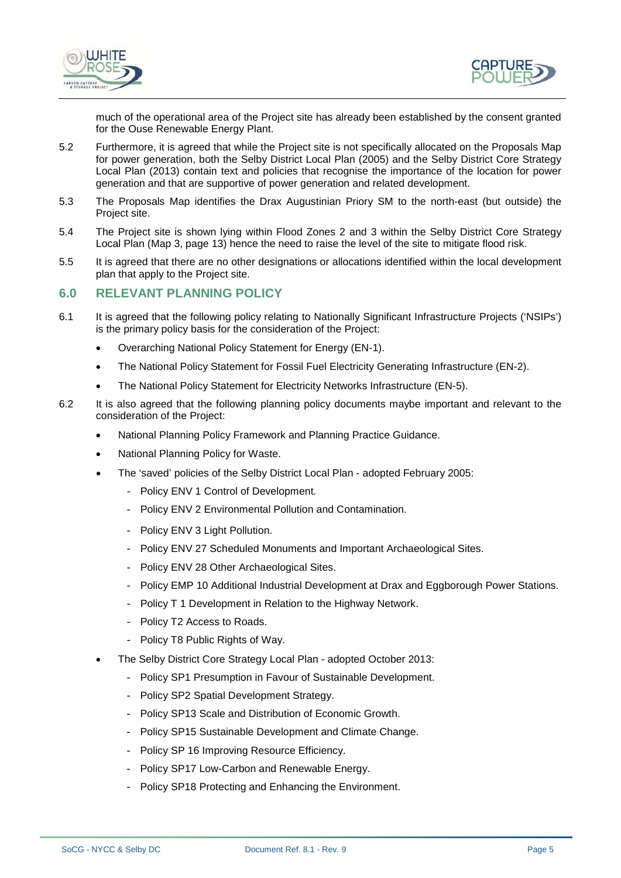much of the operational area of the Project site has already been established by the consent granted for the Ouse Renewable Energy Plant.

5.2 Furthermore, it is agreed that while the Project site is not specifically allocated on the Proposals Map for power generation, both the Selby District Local Plan (2005) and the Selby District Core Strategy Local Plan (2013) contain text and policies that recognise the importance of the location for power generation and that are supportive of power generation and related development.

5.3 The Proposals Map identifies the Drax Augustinian Priory SM to the north-east (but outside) the Project site.

5.4 The Project site is shown lying within Flood Zones 2 and 3 within the Selby District Core Strategy Local Plan (Map 3, page 13) hence the need to raise the level of the site to mitigate flood risk.

5.5 It is agreed that there are no other designations or allocations identified within the local development plan that apply to the Project site.

## 6.0 RELEVANT PLANNING POLICY

6.1 It is agreed that the following policy relating to Nationally Significant Infrastructure Projects ('NSIPs') is the primary policy basis for the consideration of the Project:

- Overarching National Policy Statement for Energy (EN-1).
- The National Policy Statement for Fossil Fuel Electricity Generating Infrastructure (EN-2).
- The National Policy Statement for Electricity Networks Infrastructure (EN-5).

6.2 It is also agreed that the following planning policy documents maybe important and relevant to the consideration of the Project:

- National Planning Policy Framework and Planning Practice Guidance.
- National Planning Policy for Waste.
- The 'saved' policies of the Selby District Local Plan - adopted February 2005:
  - Policy ENV 1 Control of Development.
  - Policy ENV 2 Environmental Pollution and Contamination.
  - Policy ENV 3 Light Pollution.
  - Policy ENV 27 Scheduled Monuments and Important Archaeological Sites.
  - Policy ENV 28 Other Archaeological Sites.
  - Policy EMP 10 Additional Industrial Development at Drax and Eggborough Power Stations.
  - Policy T 1 Development in Relation to the Highway Network.
  - Policy T2 Access to Roads.
  - Policy T8 Public Rights of Way.
- The Selby District Core Strategy Local Plan - adopted October 2013:
  - Policy SP1 Presumption in Favour of Sustainable Development.
  - Policy SP2 Spatial Development Strategy.
  - Policy SP13 Scale and Distribution of Economic Growth.
  - Policy SP15 Sustainable Development and Climate Change.
  - Policy SP 16 Improving Resource Efficiency.
  - Policy SP17 Low-Carbon and Renewable Energy.
  - Policy SP18 Protecting and Enhancing the Environment.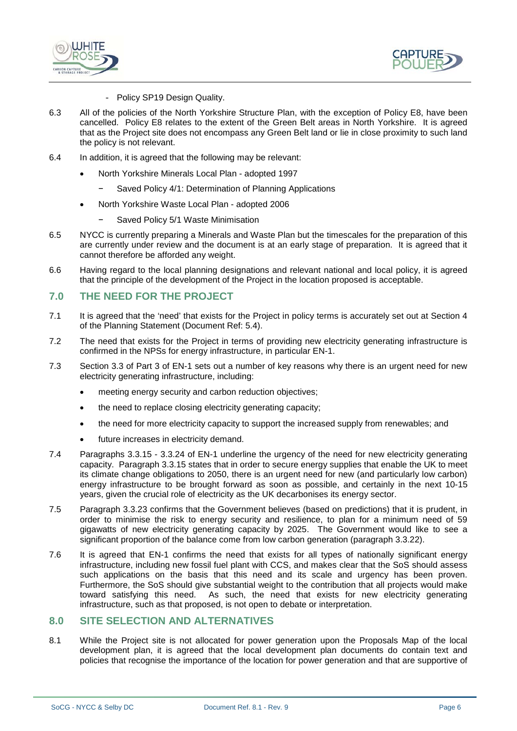- Policy SP19 Design Quality.

6.3 All of the policies of the North Yorkshire Structure Plan, with the exception of Policy E8, have been cancelled. Policy E8 relates to the extent of the Green Belt areas in North Yorkshire. It is agreed that as the Project site does not encompass any Green Belt land or lie in close proximity to such land the policy is not relevant.

6.4 In addition, it is agreed that the following may be relevant:

- North Yorkshire Minerals Local Plan - adopted 1997
  - Saved Policy 4/1: Determination of Planning Applications
- North Yorkshire Waste Local Plan - adopted 2006
  - Saved Policy 5/1 Waste Minimisation

6.5 NYCC is currently preparing a Minerals and Waste Plan but the timescales for the preparation of this are currently under review and the document is at an early stage of preparation. It is agreed that it cannot therefore be afforded any weight.

6.6 Having regard to the local planning designations and relevant national and local policy, it is agreed that the principle of the development of the Project in the location proposed is acceptable.

## 7.0 THE NEED FOR THE PROJECT

7.1 It is agreed that the 'need' that exists for the Project in policy terms is accurately set out at Section 4 of the Planning Statement (Document Ref: 5.4).

7.2 The need that exists for the Project in terms of providing new electricity generating infrastructure is confirmed in the NPSs for energy infrastructure, in particular EN-1.

7.3 Section 3.3 of Part 3 of EN-1 sets out a number of key reasons why there is an urgent need for new electricity generating infrastructure, including:

- meeting energy security and carbon reduction objectives;
- the need to replace closing electricity generating capacity;
- the need for more electricity capacity to support the increased supply from renewables; and
- future increases in electricity demand.

7.4 Paragraphs 3.3.15 - 3.3.24 of EN-1 underline the urgency of the need for new electricity generating capacity. Paragraph 3.3.15 states that in order to secure energy supplies that enable the UK to meet its climate change obligations to 2050, there is an urgent need for new (and particularly low carbon) energy infrastructure to be brought forward as soon as possible, and certainly in the next 10-15 years, given the crucial role of electricity as the UK decarbonises its energy sector.

7.5 Paragraph 3.3.23 confirms that the Government believes (based on predictions) that it is prudent, in order to minimise the risk to energy security and resilience, to plan for a minimum need of 59 gigawatts of new electricity generating capacity by 2025. The Government would like to see a significant proportion of the balance come from low carbon generation (paragraph 3.3.22).

7.6 It is agreed that EN-1 confirms the need that exists for all types of nationally significant energy infrastructure, including new fossil fuel plant with CCS, and makes clear that the SoS should assess such applications on the basis that this need and its scale and urgency has been proven. Furthermore, the SoS should give substantial weight to the contribution that all projects would make toward satisfying this need. As such, the need that exists for new electricity generating infrastructure, such as that proposed, is not open to debate or interpretation.

## 8.0 SITE SELECTION AND ALTERNATIVES

8.1 While the Project site is not allocated for power generation upon the Proposals Map of the local development plan, it is agreed that the local development plan documents do contain text and policies that recognise the importance of the location for power generation and that are supportive of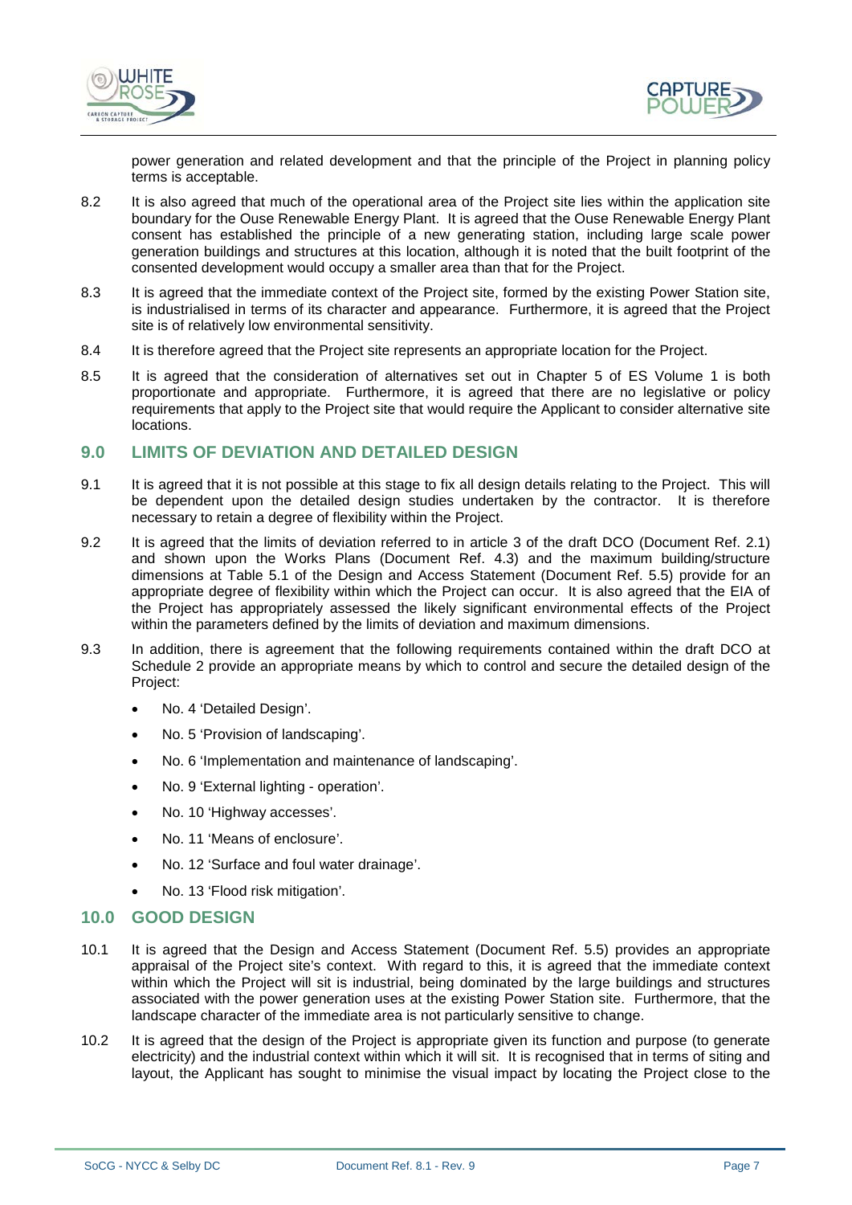power generation and related development and that the principle of the Project in planning policy terms is acceptable.

8.2 It is also agreed that much of the operational area of the Project site lies within the application site boundary for the Ouse Renewable Energy Plant. It is agreed that the Ouse Renewable Energy Plant consent has established the principle of a new generating station, including large scale power generation buildings and structures at this location, although it is noted that the built footprint of the consented development would occupy a smaller area than that for the Project.

8.3 It is agreed that the immediate context of the Project site, formed by the existing Power Station site, is industrialised in terms of its character and appearance. Furthermore, it is agreed that the Project site is of relatively low environmental sensitivity.

8.4 It is therefore agreed that the Project site represents an appropriate location for the Project.

8.5 It is agreed that the consideration of alternatives set out in Chapter 5 of ES Volume 1 is both proportionate and appropriate. Furthermore, it is agreed that there are no legislative or policy requirements that apply to the Project site that would require the Applicant to consider alternative site locations.

## 9.0 LIMITS OF DEVIATION AND DETAILED DESIGN

9.1 It is agreed that it is not possible at this stage to fix all design details relating to the Project. This will be dependent upon the detailed design studies undertaken by the contractor. It is therefore necessary to retain a degree of flexibility within the Project.

9.2 It is agreed that the limits of deviation referred to in article 3 of the draft DCO (Document Ref. 2.1) and shown upon the Works Plans (Document Ref. 4.3) and the maximum building/structure dimensions at Table 5.1 of the Design and Access Statement (Document Ref. 5.5) provide for an appropriate degree of flexibility within which the Project can occur. It is also agreed that the EIA of the Project has appropriately assessed the likely significant environmental effects of the Project within the parameters defined by the limits of deviation and maximum dimensions.

9.3 In addition, there is agreement that the following requirements contained within the draft DCO at Schedule 2 provide an appropriate means by which to control and secure the detailed design of the Project:

- No. 4 'Detailed Design'.
- No. 5 'Provision of landscaping'.
- No. 6 'Implementation and maintenance of landscaping'.
- No. 9 'External lighting - operation'.
- No. 10 'Highway accesses'.
- No. 11 'Means of enclosure'.
- No. 12 'Surface and foul water drainage'.
- No. 13 'Flood risk mitigation'.

## 10.0 GOOD DESIGN

10.1 It is agreed that the Design and Access Statement (Document Ref. 5.5) provides an appropriate appraisal of the Project site's context. With regard to this, it is agreed that the immediate context within which the Project will sit is industrial, being dominated by the large buildings and structures associated with the power generation uses at the existing Power Station site. Furthermore, that the landscape character of the immediate area is not particularly sensitive to change.

10.2 It is agreed that the design of the Project is appropriate given its function and purpose (to generate electricity) and the industrial context within which it will sit. It is recognised that in terms of siting and layout, the Applicant has sought to minimise the visual impact by locating the Project close to the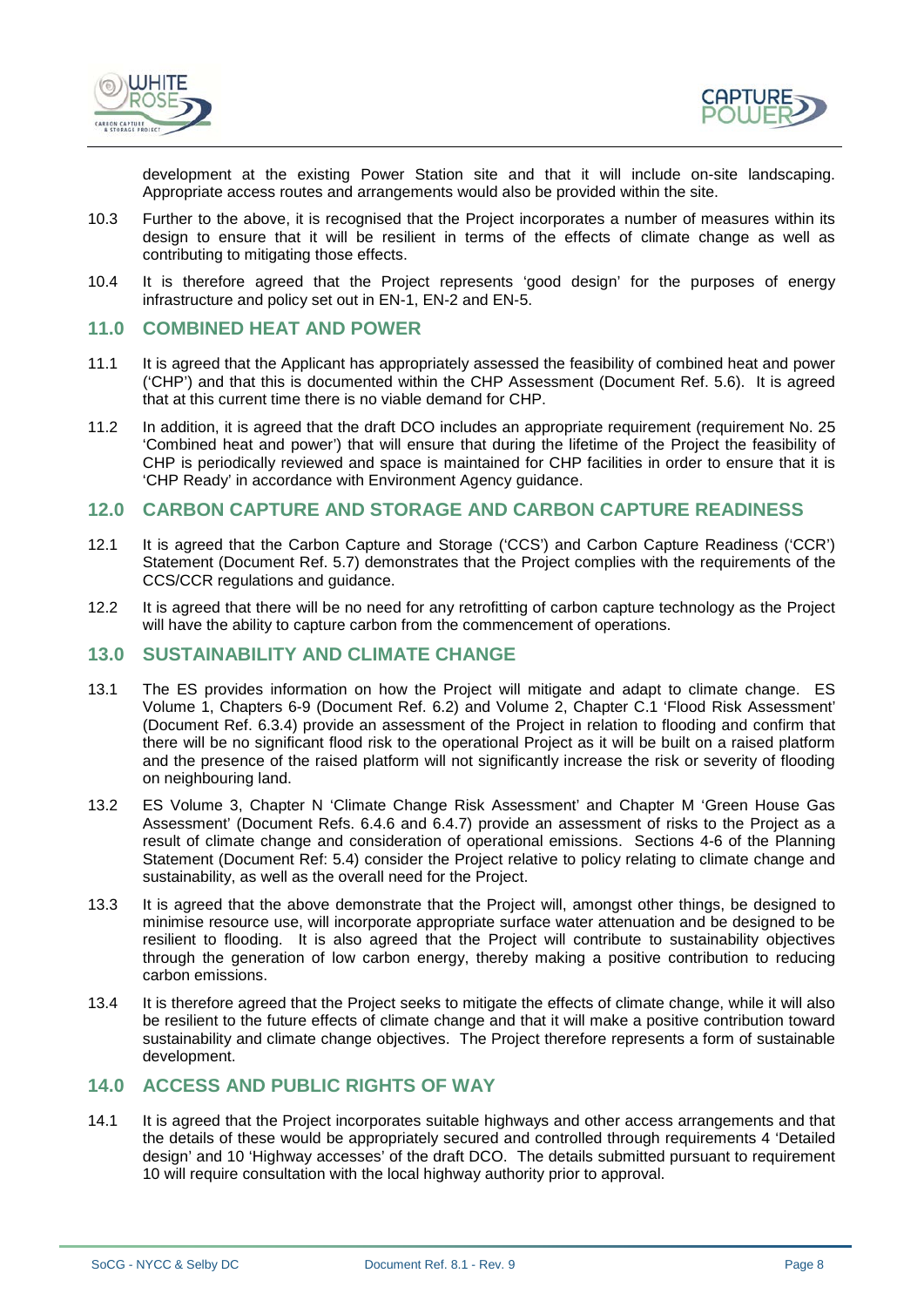development at the existing Power Station site and that it will include on-site landscaping. Appropriate access routes and arrangements would also be provided within the site.

10.3 Further to the above, it is recognised that the Project incorporates a number of measures within its design to ensure that it will be resilient in terms of the effects of climate change as well as contributing to mitigating those effects.

10.4 It is therefore agreed that the Project represents 'good design' for the purposes of energy infrastructure and policy set out in EN-1, EN-2 and EN-5.

## 11.0 COMBINED HEAT AND POWER

11.1 It is agreed that the Applicant has appropriately assessed the feasibility of combined heat and power ('CHP') and that this is documented within the CHP Assessment (Document Ref. 5.6). It is agreed that at this current time there is no viable demand for CHP.

11.2 In addition, it is agreed that the draft DCO includes an appropriate requirement (requirement No. 25 'Combined heat and power') that will ensure that during the lifetime of the Project the feasibility of CHP is periodically reviewed and space is maintained for CHP facilities in order to ensure that it is 'CHP Ready' in accordance with Environment Agency guidance.

## 12.0 CARBON CAPTURE AND STORAGE AND CARBON CAPTURE READINESS

12.1 It is agreed that the Carbon Capture and Storage ('CCS') and Carbon Capture Readiness ('CCR') Statement (Document Ref. 5.7) demonstrates that the Project complies with the requirements of the CCS/CCR regulations and guidance.

12.2 It is agreed that there will be no need for any retrofitting of carbon capture technology as the Project will have the ability to capture carbon from the commencement of operations.

## 13.0 SUSTAINABILITY AND CLIMATE CHANGE

13.1 The ES provides information on how the Project will mitigate and adapt to climate change. ES Volume 1, Chapters 6-9 (Document Ref. 6.2) and Volume 2, Chapter C.1 'Flood Risk Assessment' (Document Ref. 6.3.4) provide an assessment of the Project in relation to flooding and confirm that there will be no significant flood risk to the operational Project as it will be built on a raised platform and the presence of the raised platform will not significantly increase the risk or severity of flooding on neighbouring land.

13.2 ES Volume 3, Chapter N 'Climate Change Risk Assessment' and Chapter M 'Green House Gas Assessment' (Document Refs. 6.4.6 and 6.4.7) provide an assessment of risks to the Project as a result of climate change and consideration of operational emissions. Sections 4-6 of the Planning Statement (Document Ref: 5.4) consider the Project relative to policy relating to climate change and sustainability, as well as the overall need for the Project.

13.3 It is agreed that the above demonstrate that the Project will, amongst other things, be designed to minimise resource use, will incorporate appropriate surface water attenuation and be designed to be resilient to flooding. It is also agreed that the Project will contribute to sustainability objectives through the generation of low carbon energy, thereby making a positive contribution to reducing carbon emissions.

13.4 It is therefore agreed that the Project seeks to mitigate the effects of climate change, while it will also be resilient to the future effects of climate change and that it will make a positive contribution toward sustainability and climate change objectives. The Project therefore represents a form of sustainable development.

## 14.0 ACCESS AND PUBLIC RIGHTS OF WAY

14.1 It is agreed that the Project incorporates suitable highways and other access arrangements and that the details of these would be appropriately secured and controlled through requirements 4 'Detailed design' and 10 'Highway accesses' of the draft DCO. The details submitted pursuant to requirement 10 will require consultation with the local highway authority prior to approval.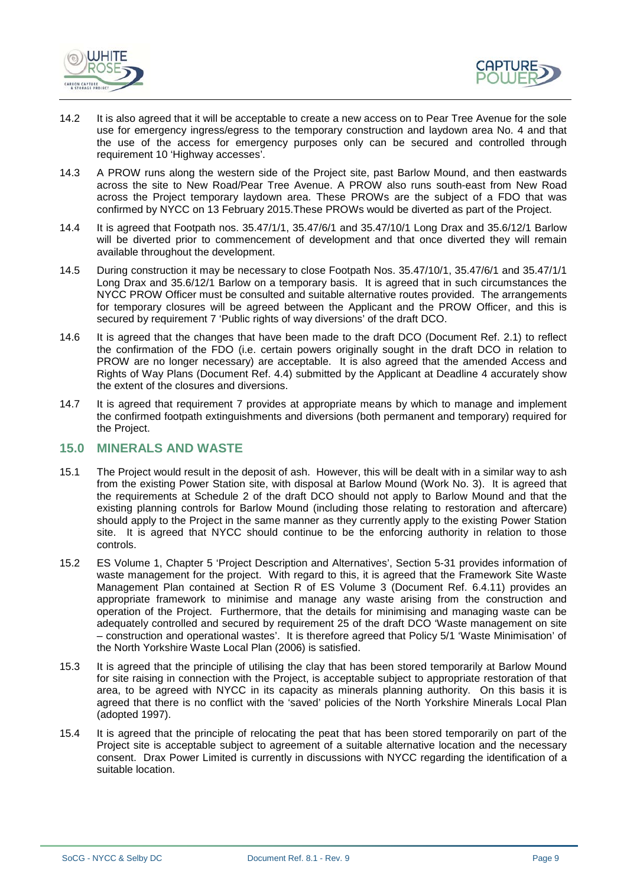14.2 It is also agreed that it will be acceptable to create a new access on to Pear Tree Avenue for the sole use for emergency ingress/egress to the temporary construction and laydown area No. 4 and that the use of the access for emergency purposes only can be secured and controlled through requirement 10 'Highway accesses'.

14.3 A PROW runs along the western side of the Project site, past Barlow Mound, and then eastwards across the site to New Road/Pear Tree Avenue. A PROW also runs south-east from New Road across the Project temporary laydown area. These PROWs are the subject of a FDO that was confirmed by NYCC on 13 February 2015.These PROWs would be diverted as part of the Project.

14.4 It is agreed that Footpath nos. 35.47/1/1, 35.47/6/1 and 35.47/10/1 Long Drax and 35.6/12/1 Barlow will be diverted prior to commencement of development and that once diverted they will remain available throughout the development.

14.5 During construction it may be necessary to close Footpath Nos. 35.47/10/1, 35.47/6/1 and 35.47/1/1 Long Drax and 35.6/12/1 Barlow on a temporary basis. It is agreed that in such circumstances the NYCC PROW Officer must be consulted and suitable alternative routes provided. The arrangements for temporary closures will be agreed between the Applicant and the PROW Officer, and this is secured by requirement 7 'Public rights of way diversions' of the draft DCO.

14.6 It is agreed that the changes that have been made to the draft DCO (Document Ref. 2.1) to reflect the confirmation of the FDO (i.e. certain powers originally sought in the draft DCO in relation to PROW are no longer necessary) are acceptable. It is also agreed that the amended Access and Rights of Way Plans (Document Ref. 4.4) submitted by the Applicant at Deadline 4 accurately show the extent of the closures and diversions.

14.7 It is agreed that requirement 7 provides at appropriate means by which to manage and implement the confirmed footpath extinguishments and diversions (both permanent and temporary) required for the Project.

## 15.0 MINERALS AND WASTE

15.1 The Project would result in the deposit of ash. However, this will be dealt with in a similar way to ash from the existing Power Station site, with disposal at Barlow Mound (Work No. 3). It is agreed that the requirements at Schedule 2 of the draft DCO should not apply to Barlow Mound and that the existing planning controls for Barlow Mound (including those relating to restoration and aftercare) should apply to the Project in the same manner as they currently apply to the existing Power Station site. It is agreed that NYCC should continue to be the enforcing authority in relation to those controls.

15.2 ES Volume 1, Chapter 5 'Project Description and Alternatives', Section 5-31 provides information of waste management for the project. With regard to this, it is agreed that the Framework Site Waste Management Plan contained at Section R of ES Volume 3 (Document Ref. 6.4.11) provides an appropriate framework to minimise and manage any waste arising from the construction and operation of the Project. Furthermore, that the details for minimising and managing waste can be adequately controlled and secured by requirement 25 of the draft DCO 'Waste management on site – construction and operational wastes'. It is therefore agreed that Policy 5/1 'Waste Minimisation' of the North Yorkshire Waste Local Plan (2006) is satisfied.

15.3 It is agreed that the principle of utilising the clay that has been stored temporarily at Barlow Mound for site raising in connection with the Project, is acceptable subject to appropriate restoration of that area, to be agreed with NYCC in its capacity as minerals planning authority. On this basis it is agreed that there is no conflict with the 'saved' policies of the North Yorkshire Minerals Local Plan (adopted 1997).

15.4 It is agreed that the principle of relocating the peat that has been stored temporarily on part of the Project site is acceptable subject to agreement of a suitable alternative location and the necessary consent. Drax Power Limited is currently in discussions with NYCC regarding the identification of a suitable location.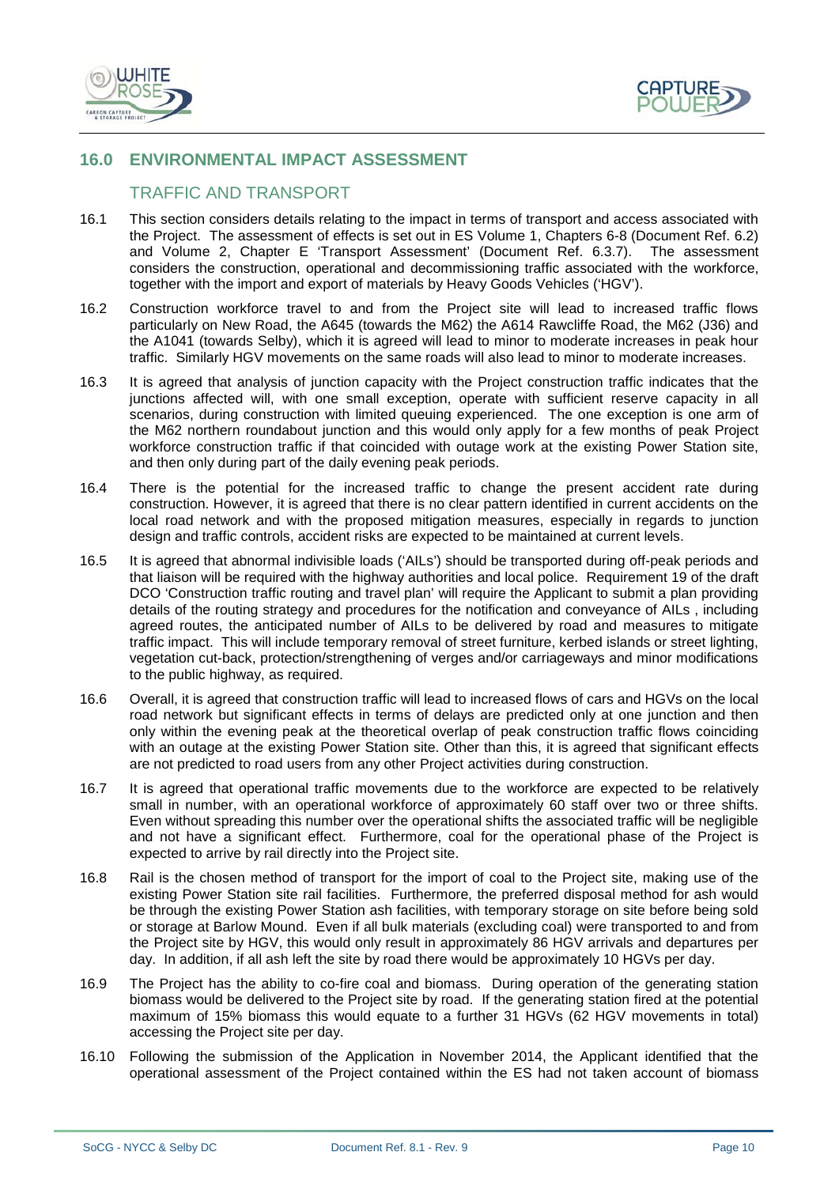## 16.0 ENVIRONMENTAL IMPACT ASSESSMENT

### TRAFFIC AND TRANSPORT

16.1 This section considers details relating to the impact in terms of transport and access associated with the Project. The assessment of effects is set out in ES Volume 1, Chapters 6-8 (Document Ref. 6.2) and Volume 2, Chapter E 'Transport Assessment' (Document Ref. 6.3.7). The assessment considers the construction, operational and decommissioning traffic associated with the workforce, together with the import and export of materials by Heavy Goods Vehicles ('HGV').

16.2 Construction workforce travel to and from the Project site will lead to increased traffic flows particularly on New Road, the A645 (towards the M62) the A614 Rawcliffe Road, the M62 (J36) and the A1041 (towards Selby), which it is agreed will lead to minor to moderate increases in peak hour traffic. Similarly HGV movements on the same roads will also lead to minor to moderate increases.

16.3 It is agreed that analysis of junction capacity with the Project construction traffic indicates that the junctions affected will, with one small exception, operate with sufficient reserve capacity in all scenarios, during construction with limited queuing experienced. The one exception is one arm of the M62 northern roundabout junction and this would only apply for a few months of peak Project workforce construction traffic if that coincided with outage work at the existing Power Station site, and then only during part of the daily evening peak periods.

16.4 There is the potential for the increased traffic to change the present accident rate during construction. However, it is agreed that there is no clear pattern identified in current accidents on the local road network and with the proposed mitigation measures, especially in regards to junction design and traffic controls, accident risks are expected to be maintained at current levels.

16.5 It is agreed that abnormal indivisible loads ('AILs') should be transported during off-peak periods and that liaison will be required with the highway authorities and local police. Requirement 19 of the draft DCO 'Construction traffic routing and travel plan' will require the Applicant to submit a plan providing details of the routing strategy and procedures for the notification and conveyance of AILs , including agreed routes, the anticipated number of AILs to be delivered by road and measures to mitigate traffic impact. This will include temporary removal of street furniture, kerbed islands or street lighting, vegetation cut-back, protection/strengthening of verges and/or carriageways and minor modifications to the public highway, as required.

16.6 Overall, it is agreed that construction traffic will lead to increased flows of cars and HGVs on the local road network but significant effects in terms of delays are predicted only at one junction and then only within the evening peak at the theoretical overlap of peak construction traffic flows coinciding with an outage at the existing Power Station site. Other than this, it is agreed that significant effects are not predicted to road users from any other Project activities during construction.

16.7 It is agreed that operational traffic movements due to the workforce are expected to be relatively small in number, with an operational workforce of approximately 60 staff over two or three shifts. Even without spreading this number over the operational shifts the associated traffic will be negligible and not have a significant effect. Furthermore, coal for the operational phase of the Project is expected to arrive by rail directly into the Project site.

16.8 Rail is the chosen method of transport for the import of coal to the Project site, making use of the existing Power Station site rail facilities. Furthermore, the preferred disposal method for ash would be through the existing Power Station ash facilities, with temporary storage on site before being sold or storage at Barlow Mound. Even if all bulk materials (excluding coal) were transported to and from the Project site by HGV, this would only result in approximately 86 HGV arrivals and departures per day. In addition, if all ash left the site by road there would be approximately 10 HGVs per day.

16.9 The Project has the ability to co-fire coal and biomass. During operation of the generating station biomass would be delivered to the Project site by road. If the generating station fired at the potential maximum of 15% biomass this would equate to a further 31 HGVs (62 HGV movements in total) accessing the Project site per day.

16.10 Following the submission of the Application in November 2014, the Applicant identified that the operational assessment of the Project contained within the ES had not taken account of biomass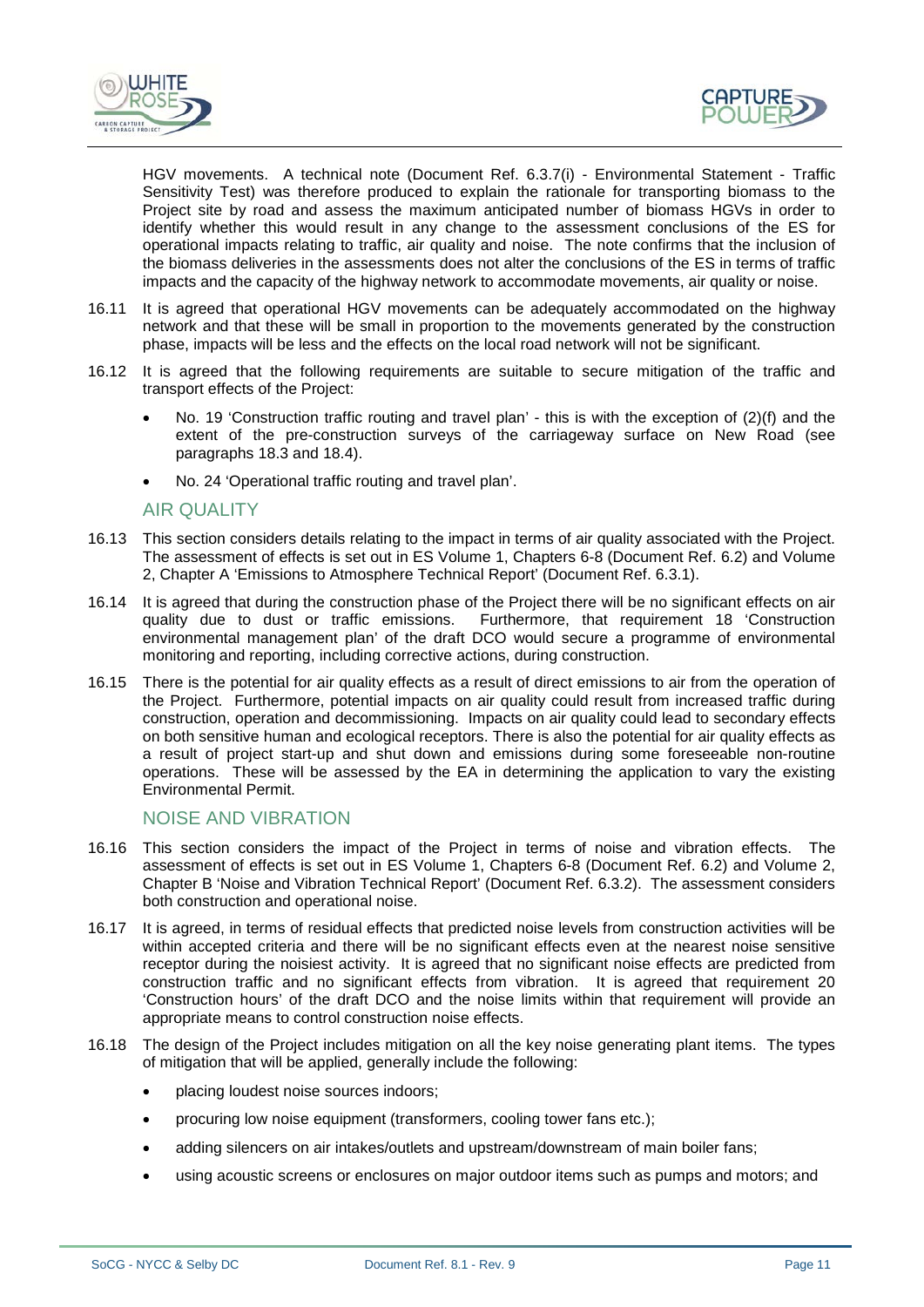HGV movements. A technical note (Document Ref. 6.3.7(i) - Environmental Statement - Traffic Sensitivity Test) was therefore produced to explain the rationale for transporting biomass to the Project site by road and assess the maximum anticipated number of biomass HGVs in order to identify whether this would result in any change to the assessment conclusions of the ES for operational impacts relating to traffic, air quality and noise. The note confirms that the inclusion of the biomass deliveries in the assessments does not alter the conclusions of the ES in terms of traffic impacts and the capacity of the highway network to accommodate movements, air quality or noise.

16.11 It is agreed that operational HGV movements can be adequately accommodated on the highway network and that these will be small in proportion to the movements generated by the construction phase, impacts will be less and the effects on the local road network will not be significant.

16.12 It is agreed that the following requirements are suitable to secure mitigation of the traffic and transport effects of the Project:

- No. 19 'Construction traffic routing and travel plan' - this is with the exception of (2)(f) and the extent of the pre-construction surveys of the carriageway surface on New Road (see paragraphs 18.3 and 18.4).
- No. 24 'Operational traffic routing and travel plan'.

## AIR QUALITY

16.13 This section considers details relating to the impact in terms of air quality associated with the Project. The assessment of effects is set out in ES Volume 1, Chapters 6-8 (Document Ref. 6.2) and Volume 2, Chapter A 'Emissions to Atmosphere Technical Report' (Document Ref. 6.3.1).

16.14 It is agreed that during the construction phase of the Project there will be no significant effects on air quality due to dust or traffic emissions. Furthermore, that requirement 18 'Construction environmental management plan' of the draft DCO would secure a programme of environmental monitoring and reporting, including corrective actions, during construction.

16.15 There is the potential for air quality effects as a result of direct emissions to air from the operation of the Project. Furthermore, potential impacts on air quality could result from increased traffic during construction, operation and decommissioning. Impacts on air quality could lead to secondary effects on both sensitive human and ecological receptors. There is also the potential for air quality effects as a result of project start-up and shut down and emissions during some foreseeable non-routine operations. These will be assessed by the EA in determining the application to vary the existing Environmental Permit.

## NOISE AND VIBRATION

16.16 This section considers the impact of the Project in terms of noise and vibration effects. The assessment of effects is set out in ES Volume 1, Chapters 6-8 (Document Ref. 6.2) and Volume 2, Chapter B 'Noise and Vibration Technical Report' (Document Ref. 6.3.2). The assessment considers both construction and operational noise.

16.17 It is agreed, in terms of residual effects that predicted noise levels from construction activities will be within accepted criteria and there will be no significant effects even at the nearest noise sensitive receptor during the noisiest activity. It is agreed that no significant noise effects are predicted from construction traffic and no significant effects from vibration. It is agreed that requirement 20 'Construction hours' of the draft DCO and the noise limits within that requirement will provide an appropriate means to control construction noise effects.

16.18 The design of the Project includes mitigation on all the key noise generating plant items. The types of mitigation that will be applied, generally include the following:

- placing loudest noise sources indoors;
- procuring low noise equipment (transformers, cooling tower fans etc.);
- adding silencers on air intakes/outlets and upstream/downstream of main boiler fans;
- using acoustic screens or enclosures on major outdoor items such as pumps and motors; and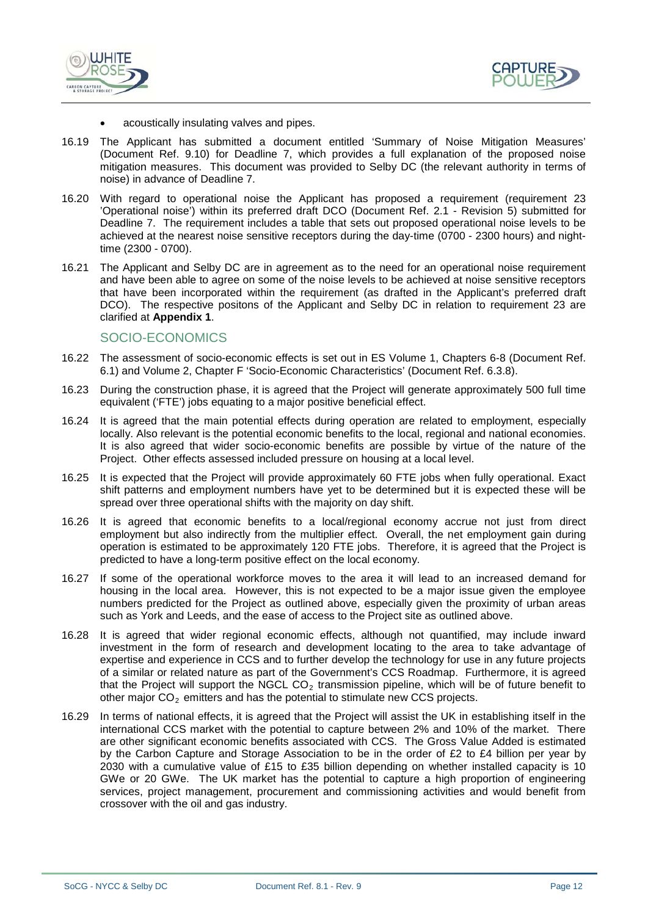- acoustically insulating valves and pipes.

16.19 The Applicant has submitted a document entitled 'Summary of Noise Mitigation Measures' (Document Ref. 9.10) for Deadline 7, which provides a full explanation of the proposed noise mitigation measures. This document was provided to Selby DC (the relevant authority in terms of noise) in advance of Deadline 7.

16.20 With regard to operational noise the Applicant has proposed a requirement (requirement 23 'Operational noise') within its preferred draft DCO (Document Ref. 2.1 - Revision 5) submitted for Deadline 7. The requirement includes a table that sets out proposed operational noise levels to be achieved at the nearest noise sensitive receptors during the day-time (0700 - 2300 hours) and night-time (2300 - 0700).

16.21 The Applicant and Selby DC are in agreement as to the need for an operational noise requirement and have been able to agree on some of the noise levels to be achieved at noise sensitive receptors that have been incorporated within the requirement (as drafted in the Applicant's preferred draft DCO). The respective positons of the Applicant and Selby DC in relation to requirement 23 are clarified at **Appendix 1**.

## SOCIO-ECONOMICS

16.22 The assessment of socio-economic effects is set out in ES Volume 1, Chapters 6-8 (Document Ref. 6.1) and Volume 2, Chapter F 'Socio-Economic Characteristics' (Document Ref. 6.3.8).

16.23 During the construction phase, it is agreed that the Project will generate approximately 500 full time equivalent ('FTE') jobs equating to a major positive beneficial effect.

16.24 It is agreed that the main potential effects during operation are related to employment, especially locally. Also relevant is the potential economic benefits to the local, regional and national economies. It is also agreed that wider socio-economic benefits are possible by virtue of the nature of the Project. Other effects assessed included pressure on housing at a local level.

16.25 It is expected that the Project will provide approximately 60 FTE jobs when fully operational. Exact shift patterns and employment numbers have yet to be determined but it is expected these will be spread over three operational shifts with the majority on day shift.

16.26 It is agreed that economic benefits to a local/regional economy accrue not just from direct employment but also indirectly from the multiplier effect. Overall, the net employment gain during operation is estimated to be approximately 120 FTE jobs. Therefore, it is agreed that the Project is predicted to have a long-term positive effect on the local economy.

16.27 If some of the operational workforce moves to the area it will lead to an increased demand for housing in the local area. However, this is not expected to be a major issue given the employee numbers predicted for the Project as outlined above, especially given the proximity of urban areas such as York and Leeds, and the ease of access to the Project site as outlined above.

16.28 It is agreed that wider regional economic effects, although not quantified, may include inward investment in the form of research and development locating to the area to take advantage of expertise and experience in CCS and to further develop the technology for use in any future projects of a similar or related nature as part of the Government's CCS Roadmap. Furthermore, it is agreed that the Project will support the NGCL $CO_2$ transmission pipeline, which will be of future benefit to other major $CO_2$ emitters and has the potential to stimulate new CCS projects.

16.29 In terms of national effects, it is agreed that the Project will assist the UK in establishing itself in the international CCS market with the potential to capture between 2% and 10% of the market. There are other significant economic benefits associated with CCS. The Gross Value Added is estimated by the Carbon Capture and Storage Association to be in the order of £2 to £4 billion per year by 2030 with a cumulative value of £15 to £35 billion depending on whether installed capacity is 10 GWe or 20 GWe. The UK market has the potential to capture a high proportion of engineering services, project management, procurement and commissioning activities and would benefit from crossover with the oil and gas industry.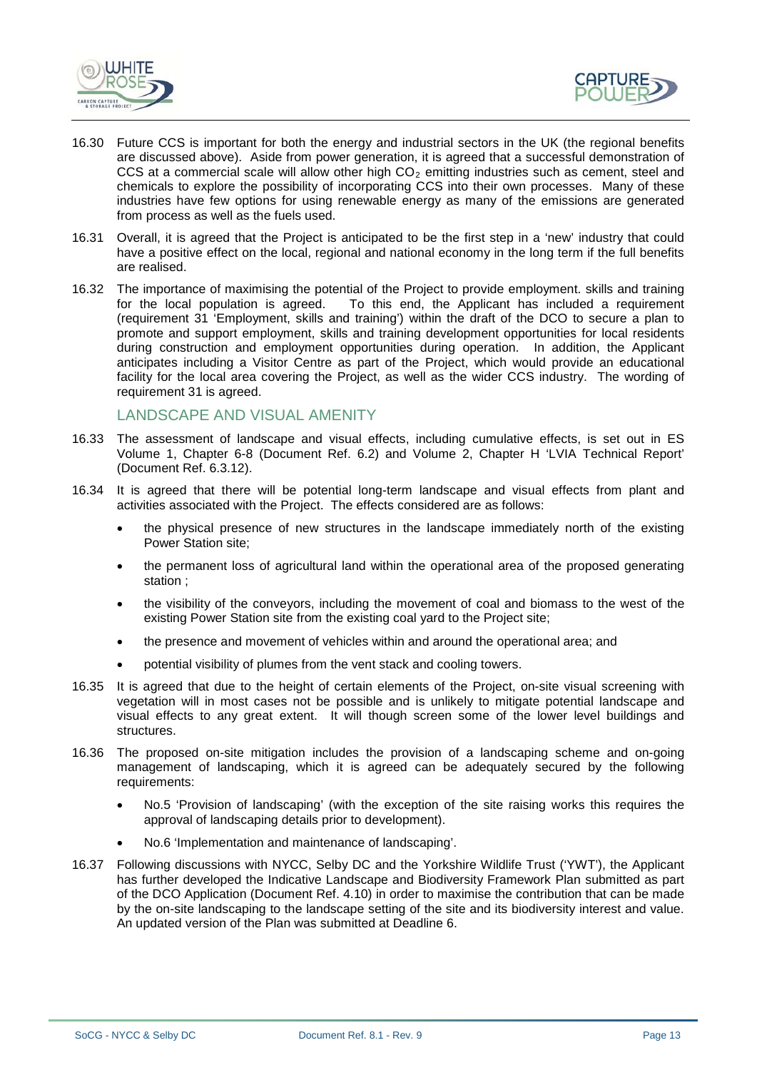16.30 Future CCS is important for both the energy and industrial sectors in the UK (the regional benefits are discussed above). Aside from power generation, it is agreed that a successful demonstration of CCS at a commercial scale will allow other high $CO_2$ emitting industries such as cement, steel and chemicals to explore the possibility of incorporating CCS into their own processes. Many of these industries have few options for using renewable energy as many of the emissions are generated from process as well as the fuels used.

16.31 Overall, it is agreed that the Project is anticipated to be the first step in a 'new' industry that could have a positive effect on the local, regional and national economy in the long term if the full benefits are realised.

16.32 The importance of maximising the potential of the Project to provide employment. skills and training for the local population is agreed. To this end, the Applicant has included a requirement (requirement 31 'Employment, skills and training') within the draft of the DCO to secure a plan to promote and support employment, skills and training development opportunities for local residents during construction and employment opportunities during operation. In addition, the Applicant anticipates including a Visitor Centre as part of the Project, which would provide an educational facility for the local area covering the Project, as well as the wider CCS industry. The wording of requirement 31 is agreed.

## LANDSCAPE AND VISUAL AMENITY

16.33 The assessment of landscape and visual effects, including cumulative effects, is set out in ES Volume 1, Chapter 6-8 (Document Ref. 6.2) and Volume 2, Chapter H 'LVIA Technical Report' (Document Ref. 6.3.12).

16.34 It is agreed that there will be potential long-term landscape and visual effects from plant and activities associated with the Project. The effects considered are as follows:

- the physical presence of new structures in the landscape immediately north of the existing Power Station site;
- the permanent loss of agricultural land within the operational area of the proposed generating station ;
- the visibility of the conveyors, including the movement of coal and biomass to the west of the existing Power Station site from the existing coal yard to the Project site;
- the presence and movement of vehicles within and around the operational area; and
- potential visibility of plumes from the vent stack and cooling towers.

16.35 It is agreed that due to the height of certain elements of the Project, on-site visual screening with vegetation will in most cases not be possible and is unlikely to mitigate potential landscape and visual effects to any great extent. It will though screen some of the lower level buildings and structures.

16.36 The proposed on-site mitigation includes the provision of a landscaping scheme and on-going management of landscaping, which it is agreed can be adequately secured by the following requirements:

- No.5 'Provision of landscaping' (with the exception of the site raising works this requires the approval of landscaping details prior to development).
- No.6 'Implementation and maintenance of landscaping'.

16.37 Following discussions with NYCC, Selby DC and the Yorkshire Wildlife Trust ('YWT'), the Applicant has further developed the Indicative Landscape and Biodiversity Framework Plan submitted as part of the DCO Application (Document Ref. 4.10) in order to maximise the contribution that can be made by the on-site landscaping to the landscape setting of the site and its biodiversity interest and value. An updated version of the Plan was submitted at Deadline 6.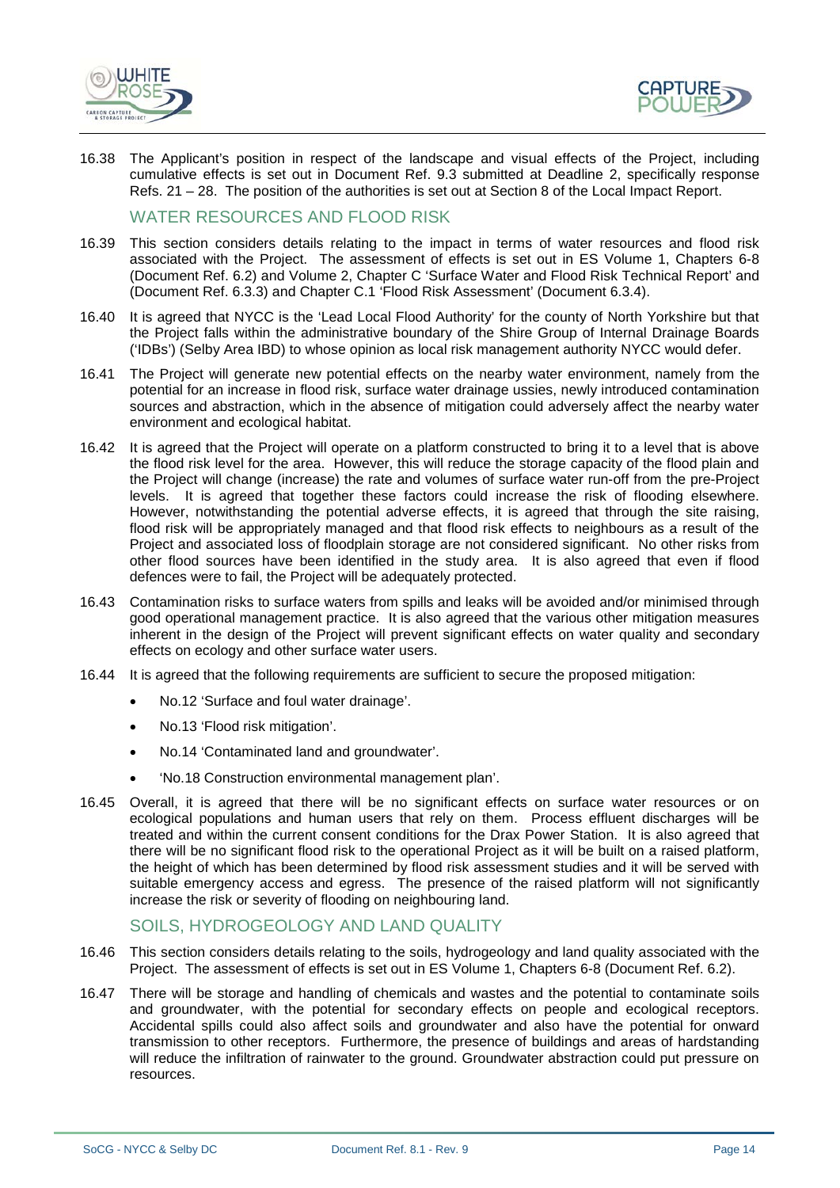16.38 The Applicant's position in respect of the landscape and visual effects of the Project, including cumulative effects is set out in Document Ref. 9.3 submitted at Deadline 2, specifically response Refs. 21 – 28. The position of the authorities is set out at Section 8 of the Local Impact Report.

## WATER RESOURCES AND FLOOD RISK

16.39 This section considers details relating to the impact in terms of water resources and flood risk associated with the Project. The assessment of effects is set out in ES Volume 1, Chapters 6-8 (Document Ref. 6.2) and Volume 2, Chapter C 'Surface Water and Flood Risk Technical Report' and (Document Ref. 6.3.3) and Chapter C.1 'Flood Risk Assessment' (Document 6.3.4).

16.40 It is agreed that NYCC is the 'Lead Local Flood Authority' for the county of North Yorkshire but that the Project falls within the administrative boundary of the Shire Group of Internal Drainage Boards ('IDBs') (Selby Area IBD) to whose opinion as local risk management authority NYCC would defer.

16.41 The Project will generate new potential effects on the nearby water environment, namely from the potential for an increase in flood risk, surface water drainage ussies, newly introduced contamination sources and abstraction, which in the absence of mitigation could adversely affect the nearby water environment and ecological habitat.

16.42 It is agreed that the Project will operate on a platform constructed to bring it to a level that is above the flood risk level for the area. However, this will reduce the storage capacity of the flood plain and the Project will change (increase) the rate and volumes of surface water run-off from the pre-Project levels. It is agreed that together these factors could increase the risk of flooding elsewhere. However, notwithstanding the potential adverse effects, it is agreed that through the site raising, flood risk will be appropriately managed and that flood risk effects to neighbours as a result of the Project and associated loss of floodplain storage are not considered significant. No other risks from other flood sources have been identified in the study area. It is also agreed that even if flood defences were to fail, the Project will be adequately protected.

16.43 Contamination risks to surface waters from spills and leaks will be avoided and/or minimised through good operational management practice. It is also agreed that the various other mitigation measures inherent in the design of the Project will prevent significant effects on water quality and secondary effects on ecology and other surface water users.

16.44 It is agreed that the following requirements are sufficient to secure the proposed mitigation:

- No.12 'Surface and foul water drainage'.
- No.13 'Flood risk mitigation'.
- No.14 'Contaminated land and groundwater'.
- 'No.18 Construction environmental management plan'.

16.45 Overall, it is agreed that there will be no significant effects on surface water resources or on ecological populations and human users that rely on them. Process effluent discharges will be treated and within the current consent conditions for the Drax Power Station. It is also agreed that there will be no significant flood risk to the operational Project as it will be built on a raised platform, the height of which has been determined by flood risk assessment studies and it will be served with suitable emergency access and egress. The presence of the raised platform will not significantly increase the risk or severity of flooding on neighbouring land.

## SOILS, HYDROGEOLOGY AND LAND QUALITY

16.46 This section considers details relating to the soils, hydrogeology and land quality associated with the Project. The assessment of effects is set out in ES Volume 1, Chapters 6-8 (Document Ref. 6.2).

16.47 There will be storage and handling of chemicals and wastes and the potential to contaminate soils and groundwater, with the potential for secondary effects on people and ecological receptors. Accidental spills could also affect soils and groundwater and also have the potential for onward transmission to other receptors. Furthermore, the presence of buildings and areas of hardstanding will reduce the infiltration of rainwater to the ground. Groundwater abstraction could put pressure on resources.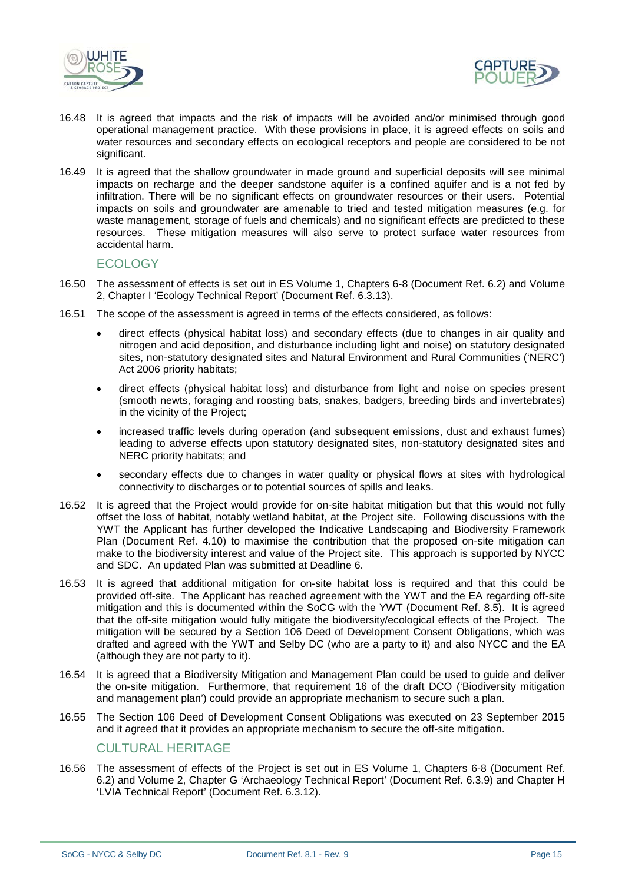16.48 It is agreed that impacts and the risk of impacts will be avoided and/or minimised through good operational management practice. With these provisions in place, it is agreed effects on soils and water resources and secondary effects on ecological receptors and people are considered to be not significant.

16.49 It is agreed that the shallow groundwater in made ground and superficial deposits will see minimal impacts on recharge and the deeper sandstone aquifer is a confined aquifer and is a not fed by infiltration. There will be no significant effects on groundwater resources or their users. Potential impacts on soils and groundwater are amenable to tried and tested mitigation measures (e.g. for waste management, storage of fuels and chemicals) and no significant effects are predicted to these resources. These mitigation measures will also serve to protect surface water resources from accidental harm.

## ECOLOGY

16.50 The assessment of effects is set out in ES Volume 1, Chapters 6-8 (Document Ref. 6.2) and Volume 2, Chapter I 'Ecology Technical Report' (Document Ref. 6.3.13).

16.51 The scope of the assessment is agreed in terms of the effects considered, as follows:

- direct effects (physical habitat loss) and secondary effects (due to changes in air quality and nitrogen and acid deposition, and disturbance including light and noise) on statutory designated sites, non-statutory designated sites and Natural Environment and Rural Communities ('NERC') Act 2006 priority habitats;
- direct effects (physical habitat loss) and disturbance from light and noise on species present (smooth newts, foraging and roosting bats, snakes, badgers, breeding birds and invertebrates) in the vicinity of the Project;
- increased traffic levels during operation (and subsequent emissions, dust and exhaust fumes) leading to adverse effects upon statutory designated sites, non-statutory designated sites and NERC priority habitats; and
- secondary effects due to changes in water quality or physical flows at sites with hydrological connectivity to discharges or to potential sources of spills and leaks.

16.52 It is agreed that the Project would provide for on-site habitat mitigation but that this would not fully offset the loss of habitat, notably wetland habitat, at the Project site. Following discussions with the YWT the Applicant has further developed the Indicative Landscaping and Biodiversity Framework Plan (Document Ref. 4.10) to maximise the contribution that the proposed on-site mitigation can make to the biodiversity interest and value of the Project site. This approach is supported by NYCC and SDC. An updated Plan was submitted at Deadline 6.

16.53 It is agreed that additional mitigation for on-site habitat loss is required and that this could be provided off-site. The Applicant has reached agreement with the YWT and the EA regarding off-site mitigation and this is documented within the SoCG with the YWT (Document Ref. 8.5). It is agreed that the off-site mitigation would fully mitigate the biodiversity/ecological effects of the Project. The mitigation will be secured by a Section 106 Deed of Development Consent Obligations, which was drafted and agreed with the YWT and Selby DC (who are a party to it) and also NYCC and the EA (although they are not party to it).

16.54 It is agreed that a Biodiversity Mitigation and Management Plan could be used to guide and deliver the on-site mitigation. Furthermore, that requirement 16 of the draft DCO ('Biodiversity mitigation and management plan') could provide an appropriate mechanism to secure such a plan.

16.55 The Section 106 Deed of Development Consent Obligations was executed on 23 September 2015 and it agreed that it provides an appropriate mechanism to secure the off-site mitigation.

## CULTURAL HERITAGE

16.56 The assessment of effects of the Project is set out in ES Volume 1, Chapters 6-8 (Document Ref. 6.2) and Volume 2, Chapter G 'Archaeology Technical Report' (Document Ref. 6.3.9) and Chapter H 'LVIA Technical Report' (Document Ref. 6.3.12).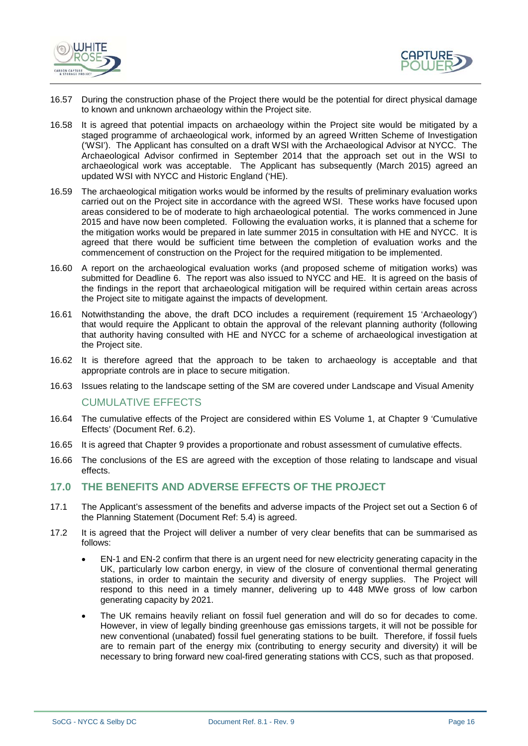16.57 During the construction phase of the Project there would be the potential for direct physical damage to known and unknown archaeology within the Project site.

16.58 It is agreed that potential impacts on archaeology within the Project site would be mitigated by a staged programme of archaeological work, informed by an agreed Written Scheme of Investigation ('WSI'). The Applicant has consulted on a draft WSI with the Archaeological Advisor at NYCC. The Archaeological Advisor confirmed in September 2014 that the approach set out in the WSI to archaeological work was acceptable. The Applicant has subsequently (March 2015) agreed an updated WSI with NYCC and Historic England ('HE).

16.59 The archaeological mitigation works would be informed by the results of preliminary evaluation works carried out on the Project site in accordance with the agreed WSI. These works have focused upon areas considered to be of moderate to high archaeological potential. The works commenced in June 2015 and have now been completed. Following the evaluation works, it is planned that a scheme for the mitigation works would be prepared in late summer 2015 in consultation with HE and NYCC. It is agreed that there would be sufficient time between the completion of evaluation works and the commencement of construction on the Project for the required mitigation to be implemented.

16.60 A report on the archaeological evaluation works (and proposed scheme of mitigation works) was submitted for Deadline 6. The report was also issued to NYCC and HE. It is agreed on the basis of the findings in the report that archaeological mitigation will be required within certain areas across the Project site to mitigate against the impacts of development.

16.61 Notwithstanding the above, the draft DCO includes a requirement (requirement 15 'Archaeology') that would require the Applicant to obtain the approval of the relevant planning authority (following that authority having consulted with HE and NYCC for a scheme of archaeological investigation at the Project site.

16.62 It is therefore agreed that the approach to be taken to archaeology is acceptable and that appropriate controls are in place to secure mitigation.

16.63 Issues relating to the landscape setting of the SM are covered under Landscape and Visual Amenity

### CUMULATIVE EFFECTS

16.64 The cumulative effects of the Project are considered within ES Volume 1, at Chapter 9 'Cumulative Effects' (Document Ref. 6.2).

16.65 It is agreed that Chapter 9 provides a proportionate and robust assessment of cumulative effects.

16.66 The conclusions of the ES are agreed with the exception of those relating to landscape and visual effects.

## 17.0 THE BENEFITS AND ADVERSE EFFECTS OF THE PROJECT

17.1 The Applicant's assessment of the benefits and adverse impacts of the Project set out a Section 6 of the Planning Statement (Document Ref: 5.4) is agreed.

17.2 It is agreed that the Project will deliver a number of very clear benefits that can be summarised as follows:

- EN-1 and EN-2 confirm that there is an urgent need for new electricity generating capacity in the UK, particularly low carbon energy, in view of the closure of conventional thermal generating stations, in order to maintain the security and diversity of energy supplies. The Project will respond to this need in a timely manner, delivering up to 448 MWe gross of low carbon generating capacity by 2021.
- The UK remains heavily reliant on fossil fuel generation and will do so for decades to come. However, in view of legally binding greenhouse gas emissions targets, it will not be possible for new conventional (unabated) fossil fuel generating stations to be built. Therefore, if fossil fuels are to remain part of the energy mix (contributing to energy security and diversity) it will be necessary to bring forward new coal-fired generating stations with CCS, such as that proposed.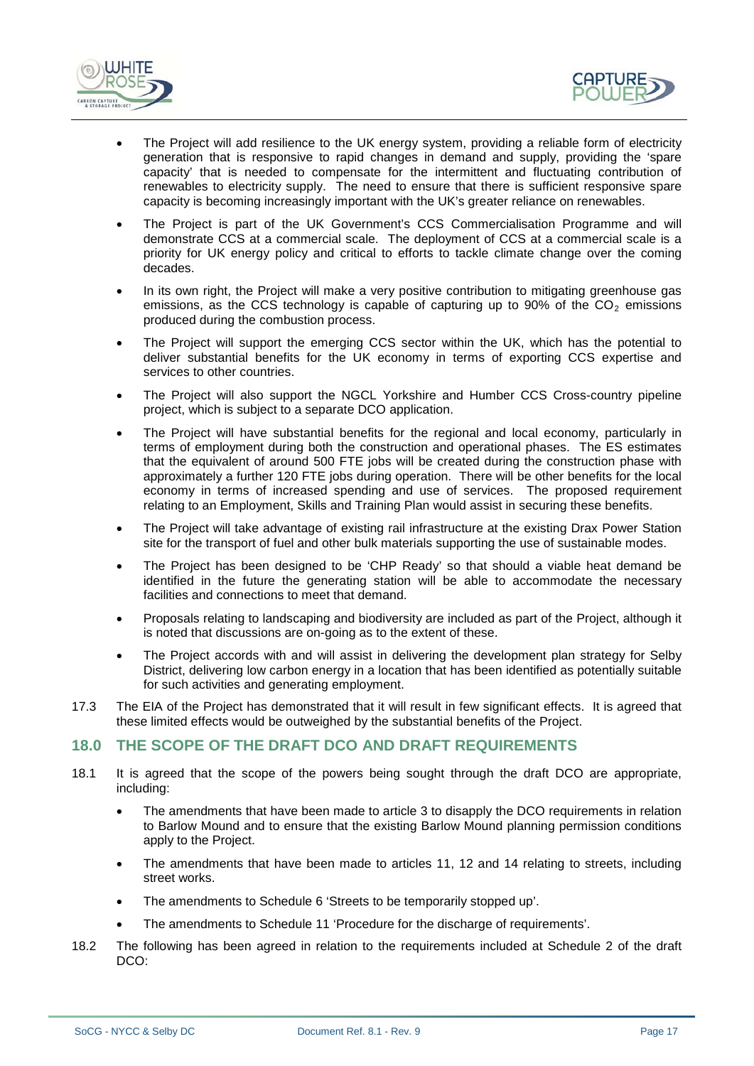- The Project will add resilience to the UK energy system, providing a reliable form of electricity generation that is responsive to rapid changes in demand and supply, providing the 'spare capacity' that is needed to compensate for the intermittent and fluctuating contribution of renewables to electricity supply. The need to ensure that there is sufficient responsive spare capacity is becoming increasingly important with the UK's greater reliance on renewables.
- The Project is part of the UK Government's CCS Commercialisation Programme and will demonstrate CCS at a commercial scale. The deployment of CCS at a commercial scale is a priority for UK energy policy and critical to efforts to tackle climate change over the coming decades.
- In its own right, the Project will make a very positive contribution to mitigating greenhouse gas emissions, as the CCS technology is capable of capturing up to 90% of the $CO_2$ emissions produced during the combustion process.
- The Project will support the emerging CCS sector within the UK, which has the potential to deliver substantial benefits for the UK economy in terms of exporting CCS expertise and services to other countries.
- The Project will also support the NGCL Yorkshire and Humber CCS Cross-country pipeline project, which is subject to a separate DCO application.
- The Project will have substantial benefits for the regional and local economy, particularly in terms of employment during both the construction and operational phases. The ES estimates that the equivalent of around 500 FTE jobs will be created during the construction phase with approximately a further 120 FTE jobs during operation. There will be other benefits for the local economy in terms of increased spending and use of services. The proposed requirement relating to an Employment, Skills and Training Plan would assist in securing these benefits.
- The Project will take advantage of existing rail infrastructure at the existing Drax Power Station site for the transport of fuel and other bulk materials supporting the use of sustainable modes.
- The Project has been designed to be 'CHP Ready' so that should a viable heat demand be identified in the future the generating station will be able to accommodate the necessary facilities and connections to meet that demand.
- Proposals relating to landscaping and biodiversity are included as part of the Project, although it is noted that discussions are on-going as to the extent of these.
- The Project accords with and will assist in delivering the development plan strategy for Selby District, delivering low carbon energy in a location that has been identified as potentially suitable for such activities and generating employment.

17.3 The EIA of the Project has demonstrated that it will result in few significant effects. It is agreed that these limited effects would be outweighed by the substantial benefits of the Project.

## 18.0 THE SCOPE OF THE DRAFT DCO AND DRAFT REQUIREMENTS

18.1 It is agreed that the scope of the powers being sought through the draft DCO are appropriate, including:

- The amendments that have been made to article 3 to disapply the DCO requirements in relation to Barlow Mound and to ensure that the existing Barlow Mound planning permission conditions apply to the Project.
- The amendments that have been made to articles 11, 12 and 14 relating to streets, including street works.
- The amendments to Schedule 6 'Streets to be temporarily stopped up'.
- The amendments to Schedule 11 'Procedure for the discharge of requirements'.

18.2 The following has been agreed in relation to the requirements included at Schedule 2 of the draft DCO: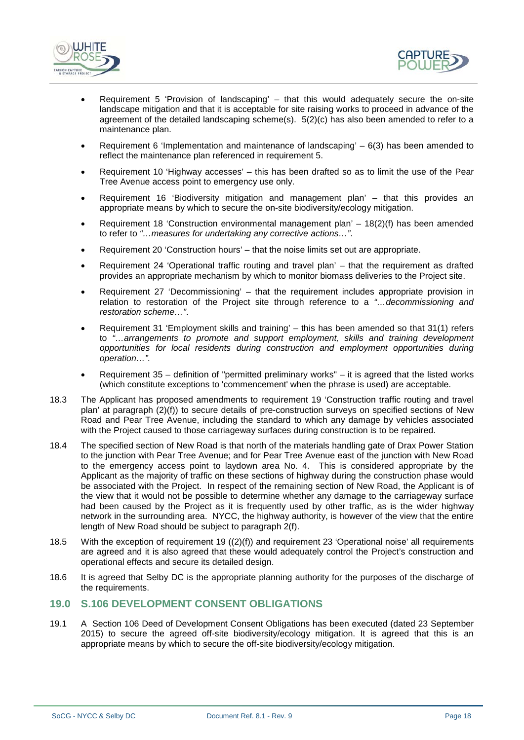- Requirement 5 'Provision of landscaping' – that this would adequately secure the on-site landscape mitigation and that it is acceptable for site raising works to proceed in advance of the agreement of the detailed landscaping scheme(s). 5(2)(c) has also been amended to refer to a maintenance plan.
- Requirement 6 'Implementation and maintenance of landscaping' – 6(3) has been amended to reflect the maintenance plan referenced in requirement 5.
- Requirement 10 'Highway accesses' – this has been drafted so as to limit the use of the Pear Tree Avenue access point to emergency use only.
- Requirement 16 'Biodiversity mitigation and management plan' – that this provides an appropriate means by which to secure the on-site biodiversity/ecology mitigation.
- Requirement 18 'Construction environmental management plan' – 18(2)(f) has been amended to refer to *"…measures for undertaking any corrective actions…"*.
- Requirement 20 'Construction hours' – that the noise limits set out are appropriate.
- Requirement 24 'Operational traffic routing and travel plan' – that the requirement as drafted provides an appropriate mechanism by which to monitor biomass deliveries to the Project site.
- Requirement 27 'Decommissioning' – that the requirement includes appropriate provision in relation to restoration of the Project site through reference to a *"…decommissioning and restoration scheme…"*.
- Requirement 31 'Employment skills and training' – this has been amended so that 31(1) refers to *"…arrangements to promote and support employment, skills and training development opportunities for local residents during construction and employment opportunities during operation…".*
- Requirement 35 – definition of "permitted preliminary works" – it is agreed that the listed works (which constitute exceptions to 'commencement' when the phrase is used) are acceptable.

18.3 The Applicant has proposed amendments to requirement 19 'Construction traffic routing and travel plan' at paragraph (2)(f)) to secure details of pre-construction surveys on specified sections of New Road and Pear Tree Avenue, including the standard to which any damage by vehicles associated with the Project caused to those carriageway surfaces during construction is to be repaired.

18.4 The specified section of New Road is that north of the materials handling gate of Drax Power Station to the junction with Pear Tree Avenue; and for Pear Tree Avenue east of the junction with New Road to the emergency access point to laydown area No. 4. This is considered appropriate by the Applicant as the majority of traffic on these sections of highway during the construction phase would be associated with the Project. In respect of the remaining section of New Road, the Applicant is of the view that it would not be possible to determine whether any damage to the carriageway surface had been caused by the Project as it is frequently used by other traffic, as is the wider highway network in the surrounding area. NYCC, the highway authority, is however of the view that the entire length of New Road should be subject to paragraph 2(f).

18.5 With the exception of requirement 19 ((2)(f)) and requirement 23 'Operational noise' all requirements are agreed and it is also agreed that these would adequately control the Project's construction and operational effects and secure its detailed design.

18.6 It is agreed that Selby DC is the appropriate planning authority for the purposes of the discharge of the requirements.

## 19.0 S.106 DEVELOPMENT CONSENT OBLIGATIONS

19.1 A Section 106 Deed of Development Consent Obligations has been executed (dated 23 September 2015) to secure the agreed off-site biodiversity/ecology mitigation. It is agreed that this is an appropriate means by which to secure the off-site biodiversity/ecology mitigation.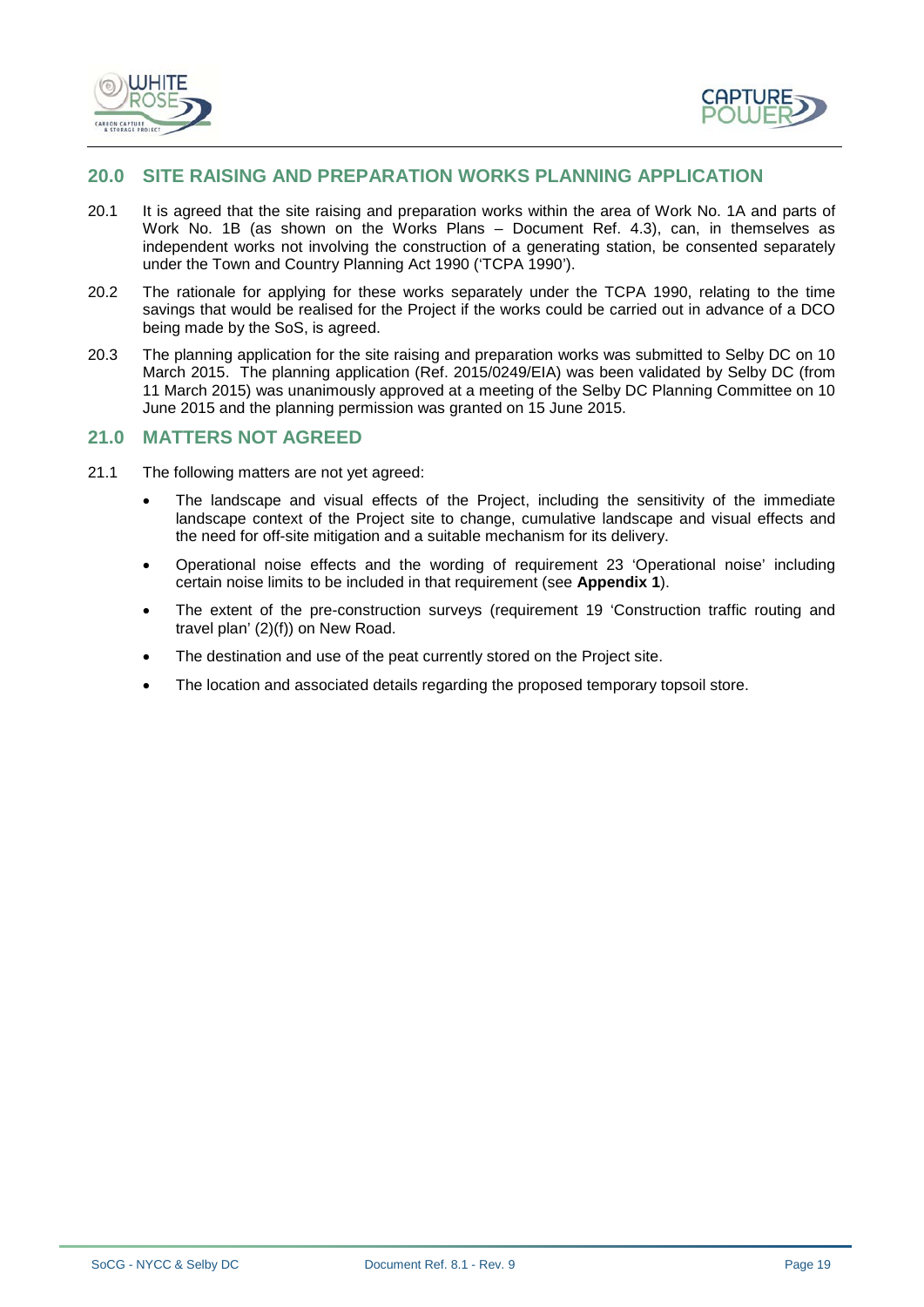## 20.0 SITE RAISING AND PREPARATION WORKS PLANNING APPLICATION

20.1 It is agreed that the site raising and preparation works within the area of Work No. 1A and parts of Work No. 1B (as shown on the Works Plans – Document Ref. 4.3), can, in themselves as independent works not involving the construction of a generating station, be consented separately under the Town and Country Planning Act 1990 ('TCPA 1990').

20.2 The rationale for applying for these works separately under the TCPA 1990, relating to the time savings that would be realised for the Project if the works could be carried out in advance of a DCO being made by the SoS, is agreed.

20.3 The planning application for the site raising and preparation works was submitted to Selby DC on 10 March 2015. The planning application (Ref. 2015/0249/EIA) was been validated by Selby DC (from 11 March 2015) was unanimously approved at a meeting of the Selby DC Planning Committee on 10 June 2015 and the planning permission was granted on 15 June 2015.

## 21.0 MATTERS NOT AGREED

21.1 The following matters are not yet agreed:

- The landscape and visual effects of the Project, including the sensitivity of the immediate landscape context of the Project site to change, cumulative landscape and visual effects and the need for off-site mitigation and a suitable mechanism for its delivery.
- Operational noise effects and the wording of requirement 23 'Operational noise' including certain noise limits to be included in that requirement (see **Appendix 1**).
- The extent of the pre-construction surveys (requirement 19 'Construction traffic routing and travel plan' (2)(f)) on New Road.
- The destination and use of the peat currently stored on the Project site.
- The location and associated details regarding the proposed temporary topsoil store.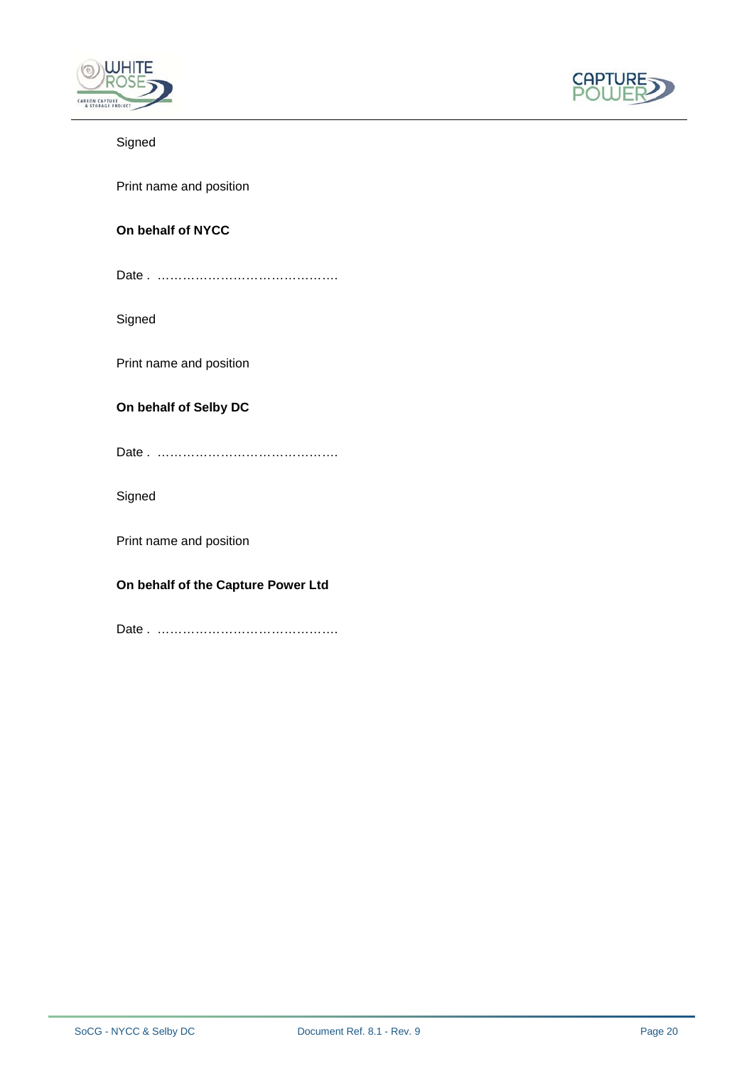Signed

Print name and position

**On behalf of NYCC**

Date . …………………………………….

Signed

Print name and position

**On behalf of Selby DC**

Date . …………………………………….

Signed

Print name and position

**On behalf of the Capture Power Ltd**

Date . …………………………………….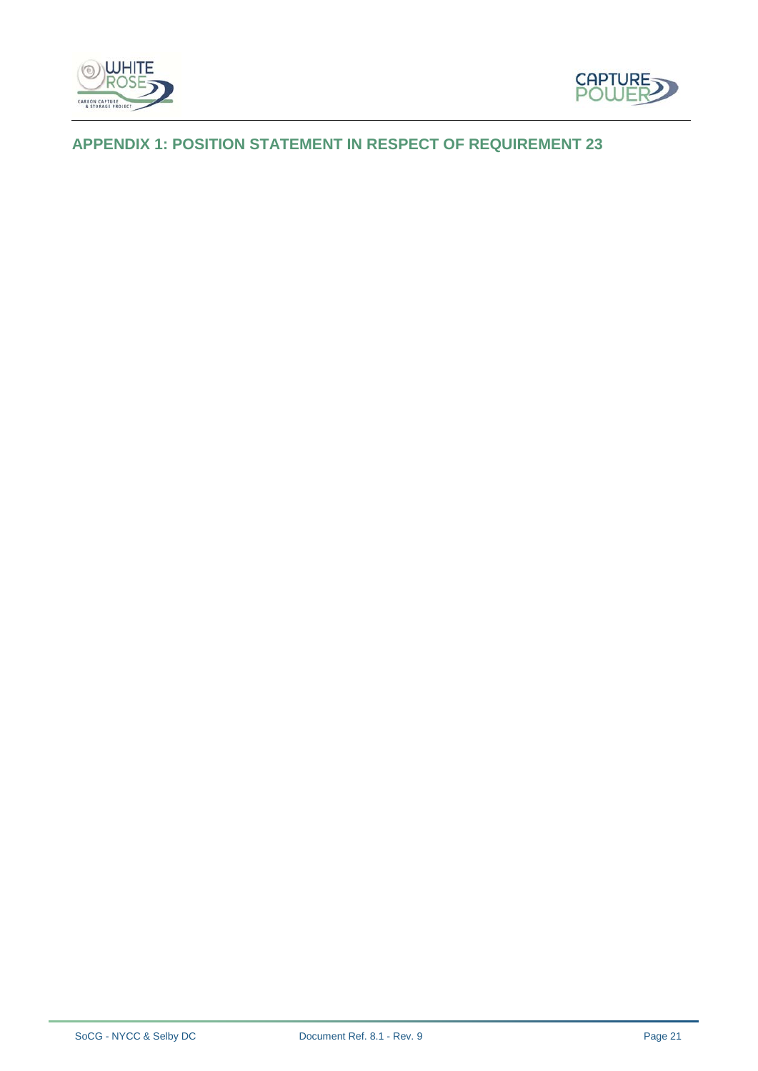## APPENDIX 1: POSITION STATEMENT IN RESPECT OF REQUIREMENT 23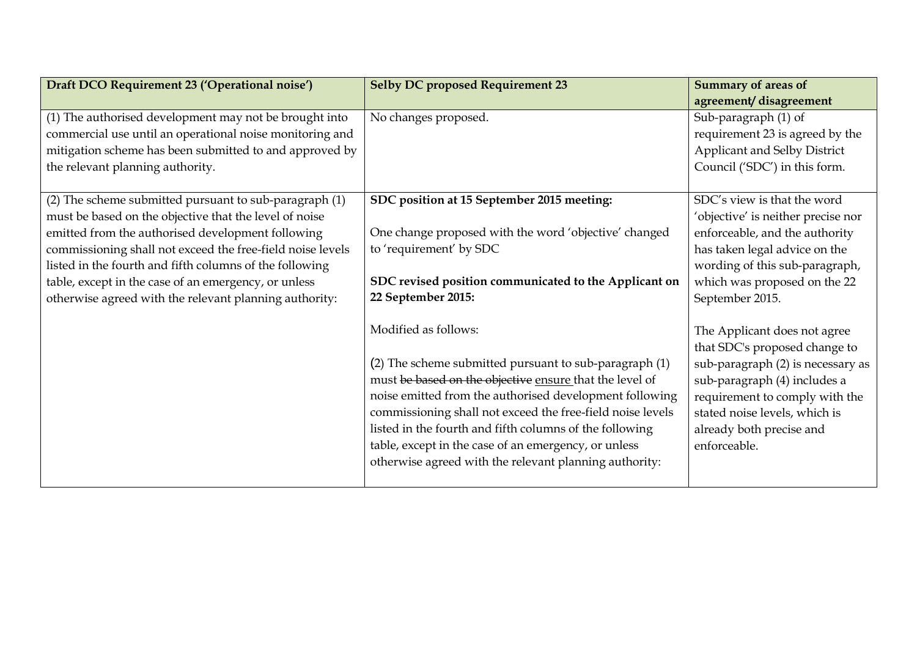| Draft DCO Requirement 23 ('Operational noise') | Selby DC proposed Requirement 23 | Summary of areas of agreement/ disagreement |
|---|---|---|
| (1) The authorised development may not be brought into commercial use until an operational noise monitoring and mitigation scheme has been submitted to and approved by the relevant planning authority. | No changes proposed. | Sub-paragraph (1) of requirement 23 is agreed by the Applicant and Selby District Council ('SDC') in this form. |
| (2) The scheme submitted pursuant to sub-paragraph (1) must be based on the objective that the level of noise emitted from the authorised development following commissioning shall not exceed the free-field noise levels listed in the fourth and fifth columns of the following table, except in the case of an emergency, or unless otherwise agreed with the relevant planning authority: | **SDC position at 15 September 2015 meeting:**<br><br>One change proposed with the word 'objective' changed to 'requirement' by SDC<br><br>**SDC revised position communicated to the Applicant on 22 September 2015:**<br><br>Modified as follows:<br><br>(2) The scheme submitted pursuant to sub-paragraph (1) must ~~be based on the objective~~ <u>ensure</u> that the level of noise emitted from the authorised development following commissioning shall not exceed the free-field noise levels listed in the fourth and fifth columns of the following table, except in the case of an emergency, or unless otherwise agreed with the relevant planning authority: | SDC's view is that the word 'objective' is neither precise nor enforceable, and the authority has taken legal advice on the wording of this sub-paragraph, which was proposed on the 22 September 2015.<br><br>The Applicant does not agree that SDC's proposed change to sub-paragraph (2) is necessary as sub-paragraph (4) includes a requirement to comply with the stated noise levels, which is already both precise and enforceable. |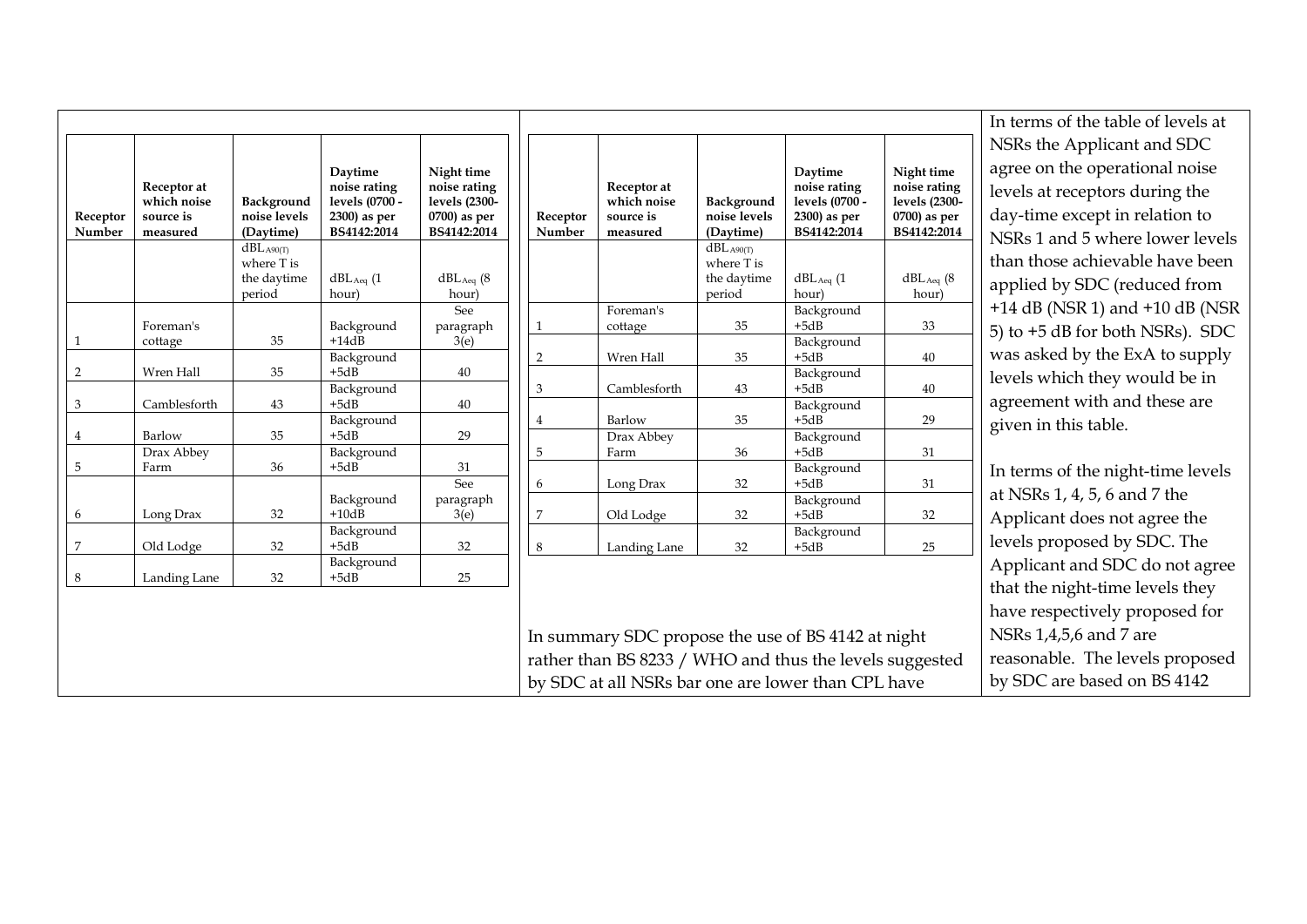| Receptor Number | Receptor at which noise source is measured | Background noise levels (Daytime) | Daytime noise rating levels (0700 - 2300) as per BS4142:2014 | Night time noise rating levels (2300-0700) as per BS4142:2014 |
|---|---|---|---|---|
| | | $dBL_{A90(T)}$ where T is the daytime period | $dBL_{Aeq}$ (1 hour) | $dBL_{Aeq}$ (8 hour) |
| 1 | Foreman's cottage | 35 | Background +14dB | See paragraph 3(e) |
| 2 | Wren Hall | 35 | Background +5dB | 40 |
| 3 | Camblesforth | 43 | Background +5dB | 40 |
| 4 | Barlow | 35 | Background +5dB | 29 |
| 5 | Drax Abbey Farm | 36 | Background +5dB | 31 |
| 6 | Long Drax | 32 | Background +10dB | See paragraph 3(e) |
| 7 | Old Lodge | 32 | Background +5dB | 32 |
| 8 | Landing Lane | 32 | Background +5dB | 25 |

| Receptor Number | Receptor at which noise source is measured | Background noise levels (Daytime) | Daytime noise rating levels (0700 - 2300) as per BS4142:2014 | Night time noise rating levels (2300-0700) as per BS4142:2014 |
|---|---|---|---|---|
| | | $dBL_{A90(T)}$ where T is the daytime period | $dBL_{Aeq}$ (1 hour) | $dBL_{Aeq}$ (8 hour) |
| 1 | Foreman's cottage | 35 | Background +5dB | 33 |
| 2 | Wren Hall | 35 | Background +5dB | 40 |
| 3 | Camblesforth | 43 | Background +5dB | 40 |
| 4 | Barlow | 35 | Background +5dB | 29 |
| 5 | Drax Abbey Farm | 36 | Background +5dB | 31 |
| 6 | Long Drax | 32 | Background +5dB | 31 |
| 7 | Old Lodge | 32 | Background +5dB | 32 |
| 8 | Landing Lane | 32 | Background +5dB | 25 |

In summary SDC propose the use of BS 4142 at night rather than BS 8233 / WHO and thus the levels suggested by SDC at all NSRs bar one are lower than CPL have

In terms of the table of levels at NSRs the Applicant and SDC agree on the operational noise levels at receptors during the day-time except in relation to NSRs 1 and 5 where lower levels than those achievable have been applied by SDC (reduced from +14 dB (NSR 1) and +10 dB (NSR 5) to +5 dB for both NSRs). SDC was asked by the ExA to supply levels which they would be in agreement with and these are given in this table.

In terms of the night-time levels at NSRs 1, 4, 5, 6 and 7 the Applicant does not agree the levels proposed by SDC. The Applicant and SDC do not agree that the night-time levels they have respectively proposed for NSRs 1,4,5,6 and 7 are reasonable. The levels proposed by SDC are based on BS 4142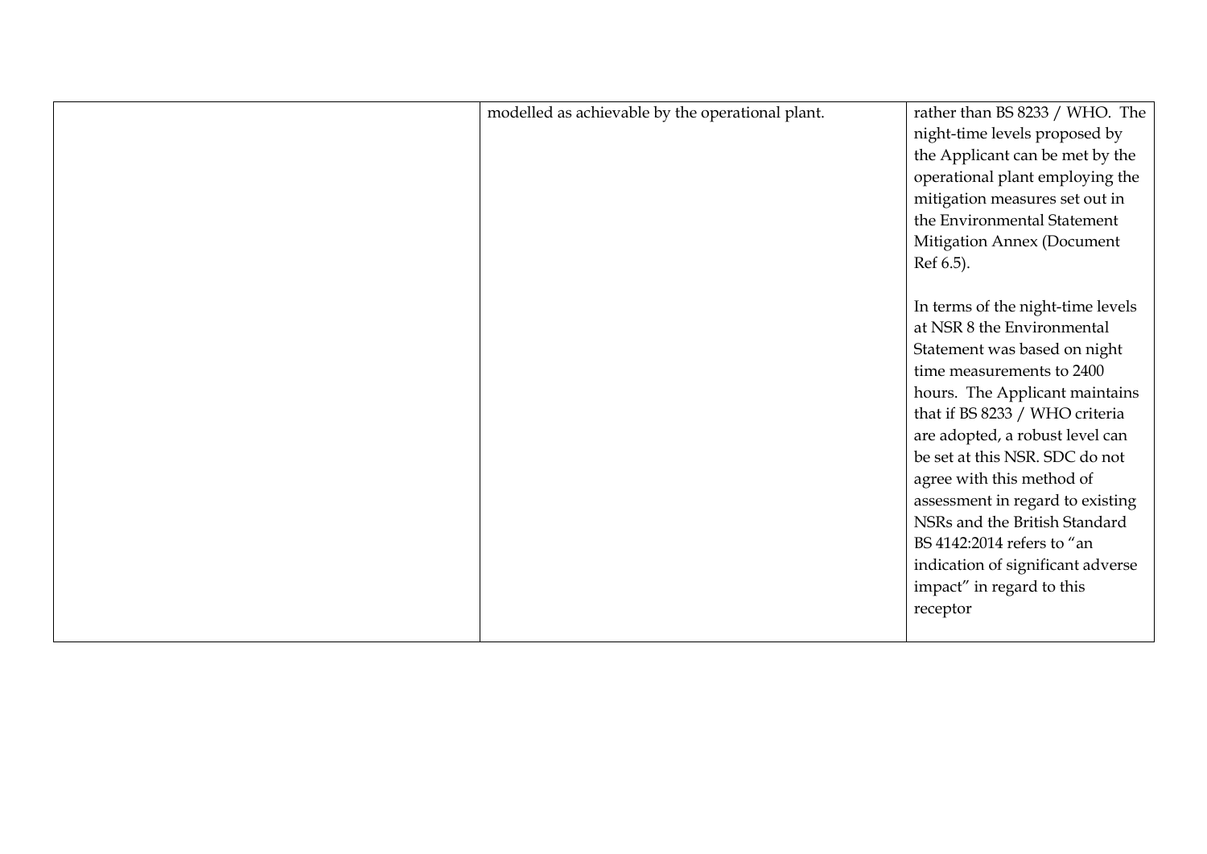|  |  |  |
|---|---|---|
|  | modelled as achievable by the operational plant. | rather than BS 8233 / WHO. The night-time levels proposed by the Applicant can be met by the operational plant employing the mitigation measures set out in the Environmental Statement Mitigation Annex (Document Ref 6.5).<br><br>In terms of the night-time levels at NSR 8 the Environmental Statement was based on night time measurements to 2400 hours. The Applicant maintains that if BS 8233 / WHO criteria are adopted, a robust level can be set at this NSR. SDC do not agree with this method of assessment in regard to existing NSRs and the British Standard BS 4142:2014 refers to "an indication of significant adverse impact" in regard to this receptor |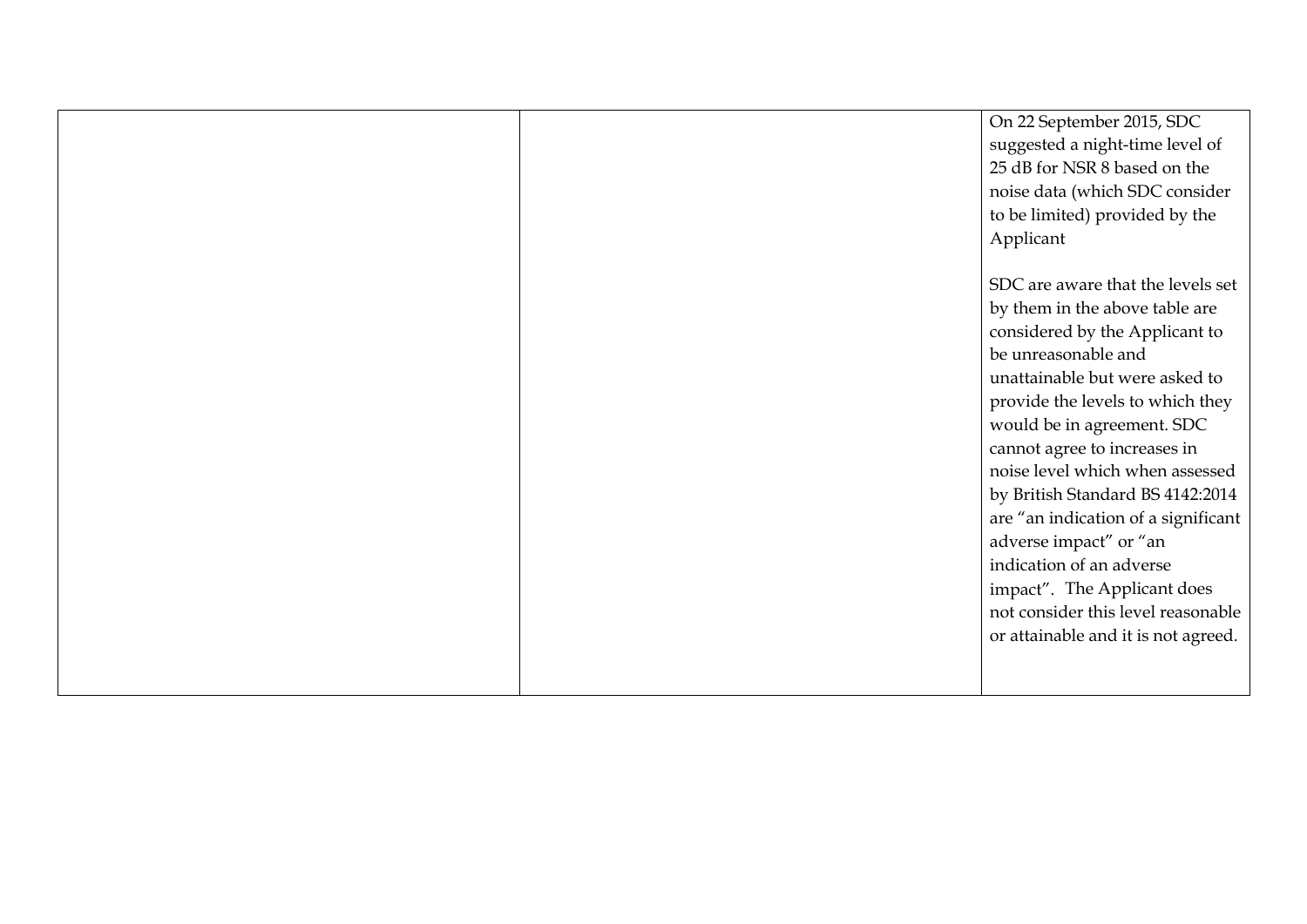|  |  | On 22 September 2015, SDC suggested a night-time level of 25 dB for NSR 8 based on the noise data (which SDC consider to be limited) provided by the Applicant<br><br>SDC are aware that the levels set by them in the above table are considered by the Applicant to be unreasonable and unattainable but were asked to provide the levels to which they would be in agreement. SDC cannot agree to increases in noise level which when assessed by British Standard BS 4142:2014 are "an indication of a significant adverse impact" or "an indication of an adverse impact". The Applicant does not consider this level reasonable or attainable and it is not agreed. |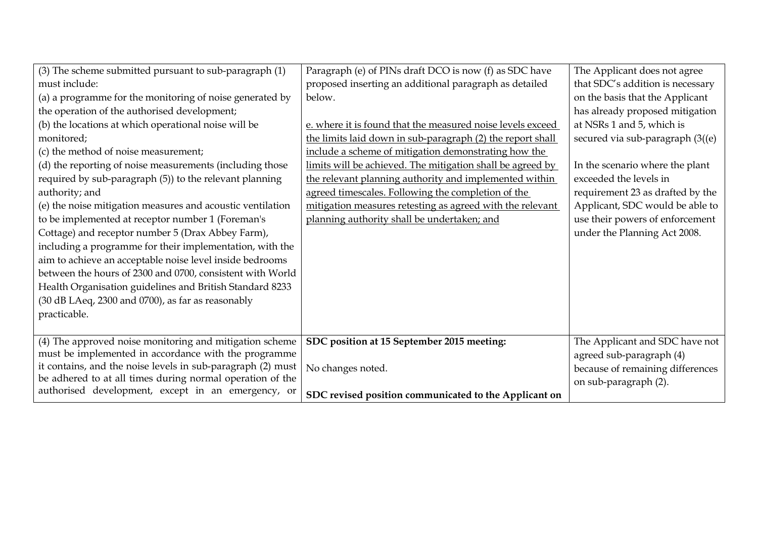| | | |
|---|---|---|
| (3) The scheme submitted pursuant to sub-paragraph (1) must include:<br>(a) a programme for the monitoring of noise generated by the operation of the authorised development;<br>(b) the locations at which operational noise will be monitored;<br>(c) the method of noise measurement;<br>(d) the reporting of noise measurements (including those required by sub-paragraph (5)) to the relevant planning authority; and<br>(e) the noise mitigation measures and acoustic ventilation to be implemented at receptor number 1 (Foreman's Cottage) and receptor number 5 (Drax Abbey Farm), including a programme for their implementation, with the aim to achieve an acceptable noise level inside bedrooms between the hours of 2300 and 0700, consistent with World Health Organisation guidelines and British Standard 8233 (30 dB LAeq, 2300 and 0700), as far as reasonably practicable. | Paragraph (e) of PINs draft DCO is now (f) as SDC have proposed inserting an additional paragraph as detailed below.<br><br><u>e. where it is found that the measured noise levels exceed the limits laid down in sub-paragraph (2) the report shall include a scheme of mitigation demonstrating how the limits will be achieved. The mitigation shall be agreed by the relevant planning authority and implemented within agreed timescales. Following the completion of the mitigation measures retesting as agreed with the relevant planning authority shall be undertaken; and</u> | The Applicant does not agree that SDC's addition is necessary on the basis that the Applicant has already proposed mitigation at NSRs 1 and 5, which is secured via sub-paragraph (3((e)<br><br>In the scenario where the plant exceeded the levels in requirement 23 as drafted by the Applicant, SDC would be able to use their powers of enforcement under the Planning Act 2008. |
| (4) The approved noise monitoring and mitigation scheme must be implemented in accordance with the programme it contains, and the noise levels in sub-paragraph (2) must be adhered to at all times during normal operation of the authorised development, except in an emergency, or | **SDC position at 15 September 2015 meeting:**<br><br>No changes noted.<br><br>**SDC revised position communicated to the Applicant on** | The Applicant and SDC have not agreed sub-paragraph (4) because of remaining differences on sub-paragraph (2). |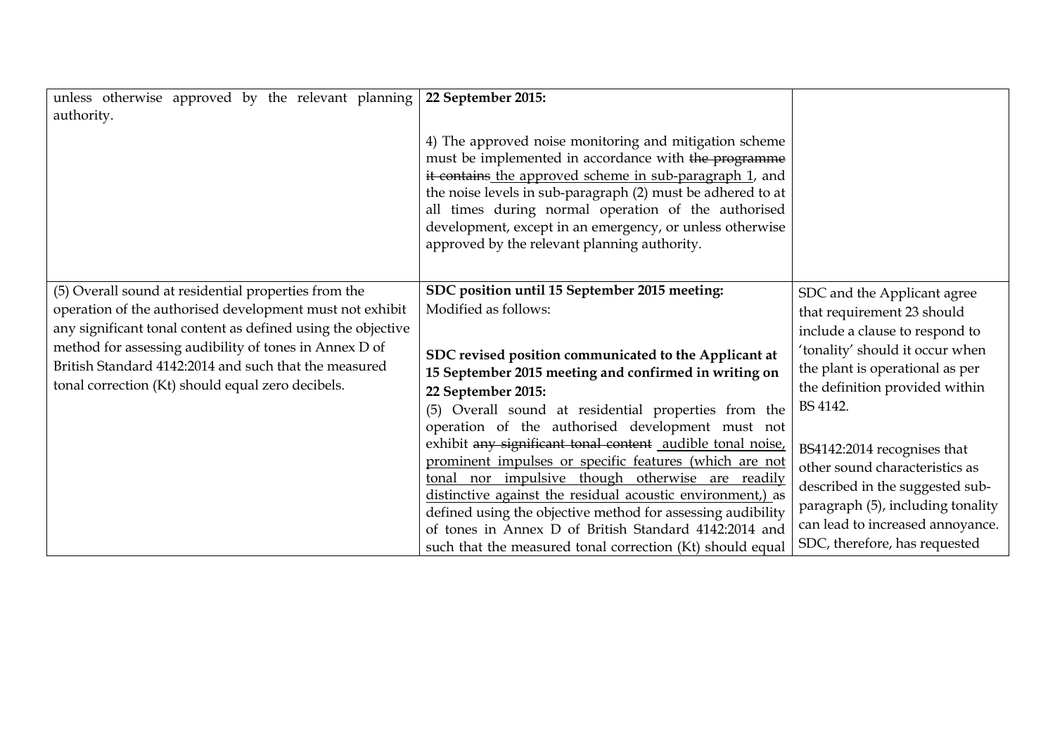| | | |
|---|---|---|
| unless otherwise approved by the relevant planning authority. | **22 September 2015:**<br><br>4) The approved noise monitoring and mitigation scheme must be implemented in accordance with ~~the programme it contains~~ <u>the approved scheme in sub-paragraph 1</u>, and the noise levels in sub-paragraph (2) must be adhered to at all times during normal operation of the authorised development, except in an emergency, or unless otherwise approved by the relevant planning authority. | |
| (5) Overall sound at residential properties from the operation of the authorised development must not exhibit any significant tonal content as defined using the objective method for assessing audibility of tones in Annex D of British Standard 4142:2014 and such that the measured tonal correction (Kt) should equal zero decibels. | **SDC position until 15 September 2015 meeting:**<br>Modified as follows:<br><br>**SDC revised position communicated to the Applicant at 15 September 2015 meeting and confirmed in writing on 22 September 2015:**<br>(5) Overall sound at residential properties from the operation of the authorised development must not exhibit ~~any significant tonal content~~ <u>audible tonal noise, prominent impulses or specific features (which are not tonal nor impulsive though otherwise are readily distinctive against the residual acoustic environment,)</u> as defined using the objective method for assessing audibility of tones in Annex D of British Standard 4142:2014 and such that the measured tonal correction (Kt) should equal | SDC and the Applicant agree that requirement 23 should include a clause to respond to 'tonality' should it occur when the plant is operational as per the definition provided within BS 4142.<br><br>BS4142:2014 recognises that other sound characteristics as described in the suggested sub-paragraph (5), including tonality can lead to increased annoyance. SDC, therefore, has requested |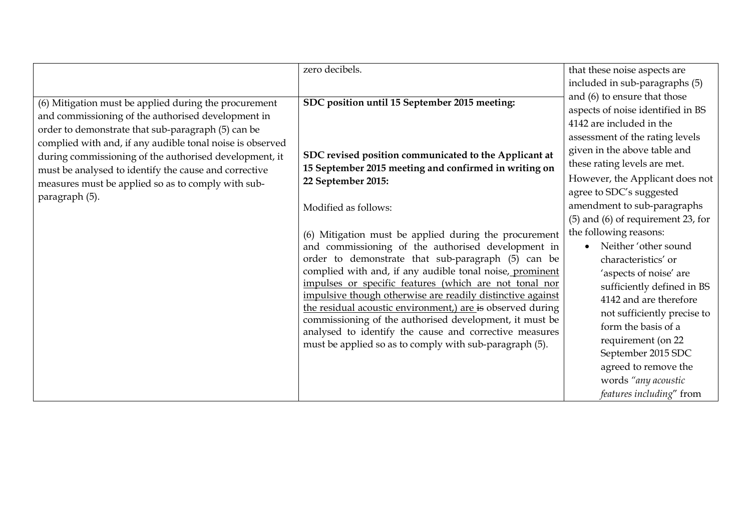| | | |
|---|---|---|
| | zero decibels. | that these noise aspects are included in sub-paragraphs (5) and (6) to ensure that those aspects of noise identified in BS 4142 are included in the assessment of the rating levels given in the above table and these rating levels are met.<br><br>However, the Applicant does not agree to SDC's suggested amendment to sub-paragraphs (5) and (6) of requirement 23, for the following reasons:<br><br>• Neither 'other sound characteristics' or 'aspects of noise' are sufficiently defined in BS 4142 and are therefore not sufficiently precise to form the basis of a requirement (on 22 September 2015 SDC agreed to remove the words *"any acoustic features including"* from |
| (6) Mitigation must be applied during the procurement and commissioning of the authorised development in order to demonstrate that sub-paragraph (5) can be complied with and, if any audible tonal noise is observed during commissioning of the authorised development, it must be analysed to identify the cause and corrective measures must be applied so as to comply with sub-paragraph (5). | **SDC position until 15 September 2015 meeting:**<br><br>**SDC revised position communicated to the Applicant at 15 September 2015 meeting and confirmed in writing on 22 September 2015:**<br><br>Modified as follows:<br><br>(6) Mitigation must be applied during the procurement and commissioning of the authorised development in order to demonstrate that sub-paragraph (5) can be complied with and, if any audible tonal noise<u>, prominent impulses or specific features (which are not tonal nor impulsive though otherwise are readily distinctive against the residual acoustic environment,)</u> <u>are</u> ~~is~~ observed during commissioning of the authorised development, it must be analysed to identify the cause and corrective measures must be applied so as to comply with sub-paragraph (5). | |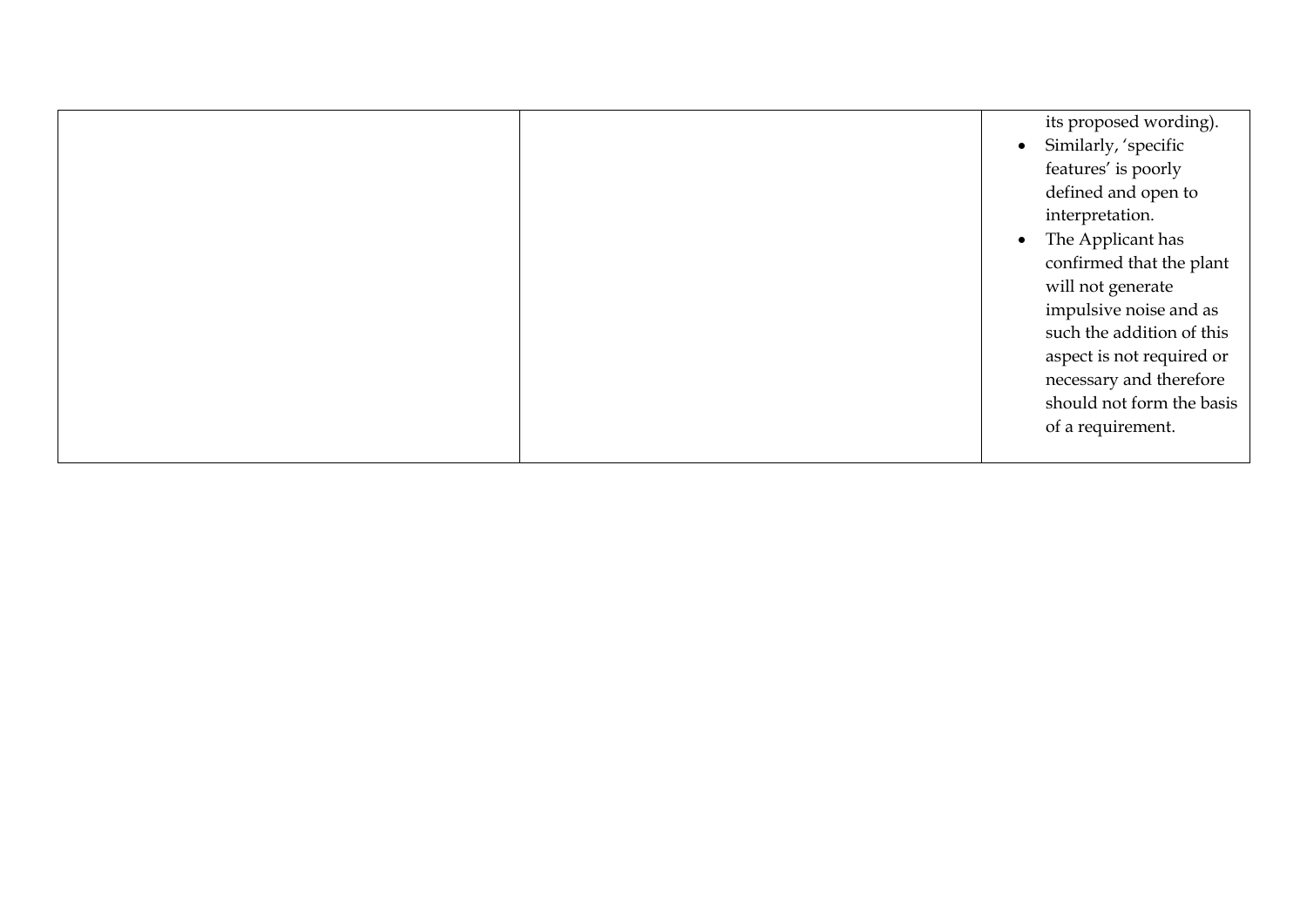| | | |
|---|---|---|
| | | its proposed wording).<br>• Similarly, 'specific features' is poorly defined and open to interpretation.<br>• The Applicant has confirmed that the plant will not generate impulsive noise and as such the addition of this aspect is not required or necessary and therefore should not form the basis of a requirement. |